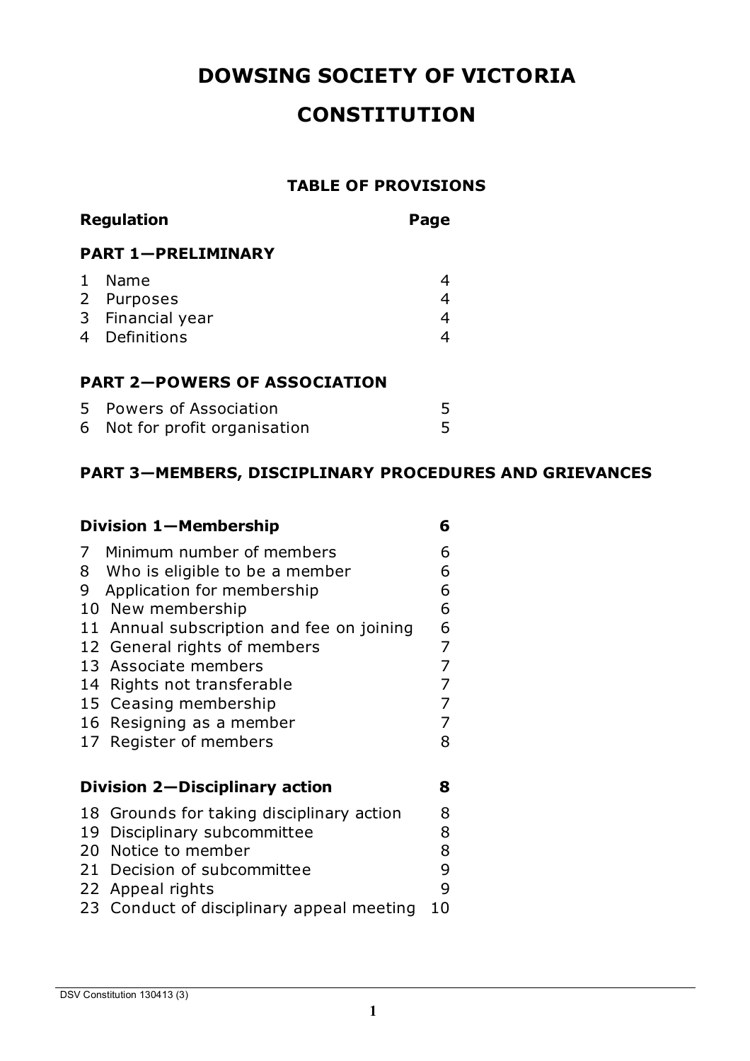# DOWSING SOCIETY OF VICTORIA

# CONSTITUTION

## TABLE OF PROVISIONS

| Regulation | Page |
|---|---|
| **PART 1—PRELIMINARY** | |
| 1 Name | 4 |
| 2 Purposes | 4 |
| 3 Financial year | 4 |
| 4 Definitions | 4 |
| **PART 2—POWERS OF ASSOCIATION** | |
| 5 Powers of Association | 5 |
| 6 Not for profit organisation | 5 |
| **PART 3—MEMBERS, DISCIPLINARY PROCEDURES AND GRIEVANCES** | |
| **Division 1—Membership** | **6** |
| 7 Minimum number of members | 6 |
| 8 Who is eligible to be a member | 6 |
| 9 Application for membership | 6 |
| 10 New membership | 6 |
| 11 Annual subscription and fee on joining | 6 |
| 12 General rights of members | 7 |
| 13 Associate members | 7 |
| 14 Rights not transferable | 7 |
| 15 Ceasing membership | 7 |
| 16 Resigning as a member | 7 |
| 17 Register of members | 8 |
| **Division 2—Disciplinary action** | **8** |
| 18 Grounds for taking disciplinary action | 8 |
| 19 Disciplinary subcommittee | 8 |
| 20 Notice to member | 8 |
| 21 Decision of subcommittee | 9 |
| 22 Appeal rights | 9 |
| 23 Conduct of disciplinary appeal meeting | 10 |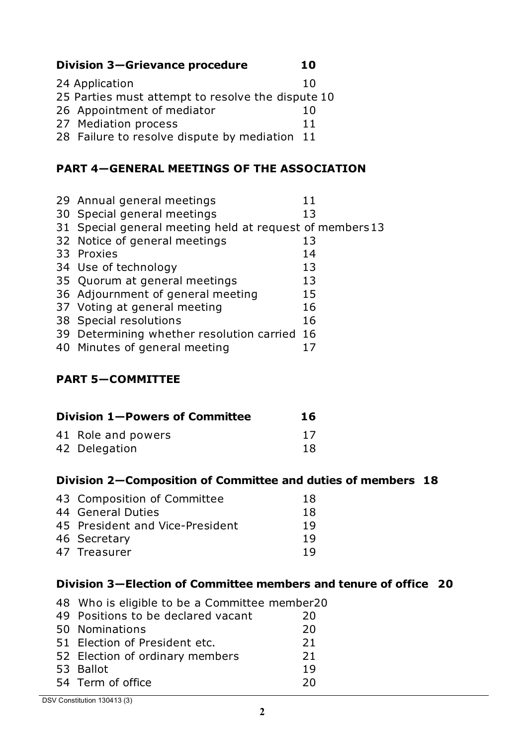**Division 3—Grievance procedure 10**

24 Application 10
25 Parties must attempt to resolve the dispute 10
26 Appointment of mediator 10
27 Mediation process 11
28 Failure to resolve dispute by mediation 11

**PART 4—GENERAL MEETINGS OF THE ASSOCIATION**

29 Annual general meetings 11
30 Special general meetings 13
31 Special general meeting held at request of members 13
32 Notice of general meetings 13
33 Proxies 14
34 Use of technology 13
35 Quorum at general meetings 13
36 Adjournment of general meeting 15
37 Voting at general meeting 16
38 Special resolutions 16
39 Determining whether resolution carried 16
40 Minutes of general meeting 17

**PART 5—COMMITTEE**

**Division 1—Powers of Committee 16**

41 Role and powers 17
42 Delegation 18

**Division 2—Composition of Committee and duties of members 18**

43 Composition of Committee 18
44 General Duties 18
45 President and Vice-President 19
46 Secretary 19
47 Treasurer 19

**Division 3—Election of Committee members and tenure of office 20**

48 Who is eligible to be a Committee member 20
49 Positions to be declared vacant 20
50 Nominations 20
51 Election of President etc. 21
52 Election of ordinary members 21
53 Ballot 19
54 Term of office 20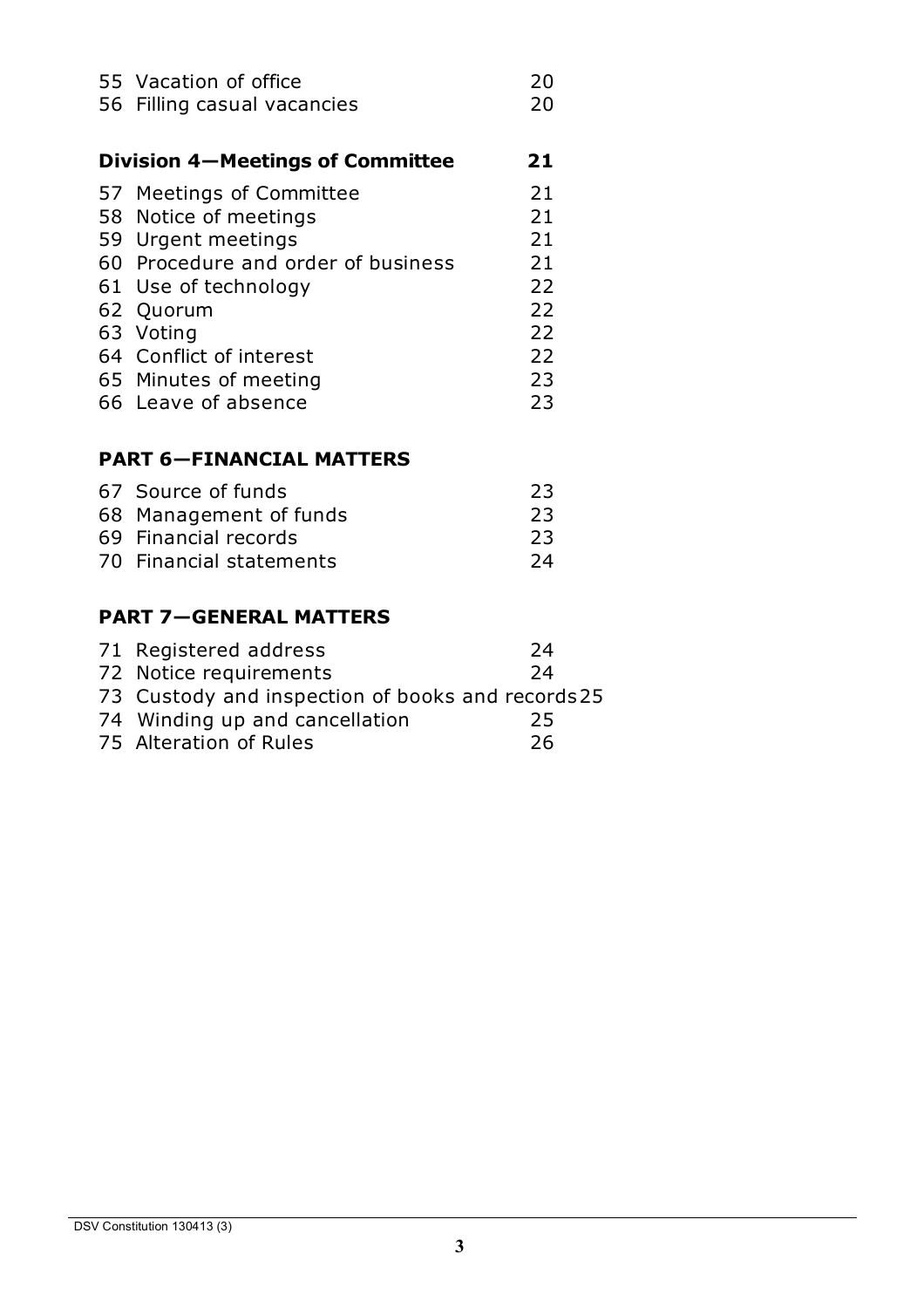55 Vacation of office 20
56 Filling casual vacancies 20

**Division 4—Meetings of Committee 21**

57 Meetings of Committee 21
58 Notice of meetings 21
59 Urgent meetings 21
60 Procedure and order of business 21
61 Use of technology 22
62 Quorum 22
63 Voting 22
64 Conflict of interest 22
65 Minutes of meeting 23
66 Leave of absence 23

**PART 6—FINANCIAL MATTERS**

67 Source of funds 23
68 Management of funds 23
69 Financial records 23
70 Financial statements 24

**PART 7—GENERAL MATTERS**

71 Registered address 24
72 Notice requirements 24
73 Custody and inspection of books and records 25
74 Winding up and cancellation 25
75 Alteration of Rules 26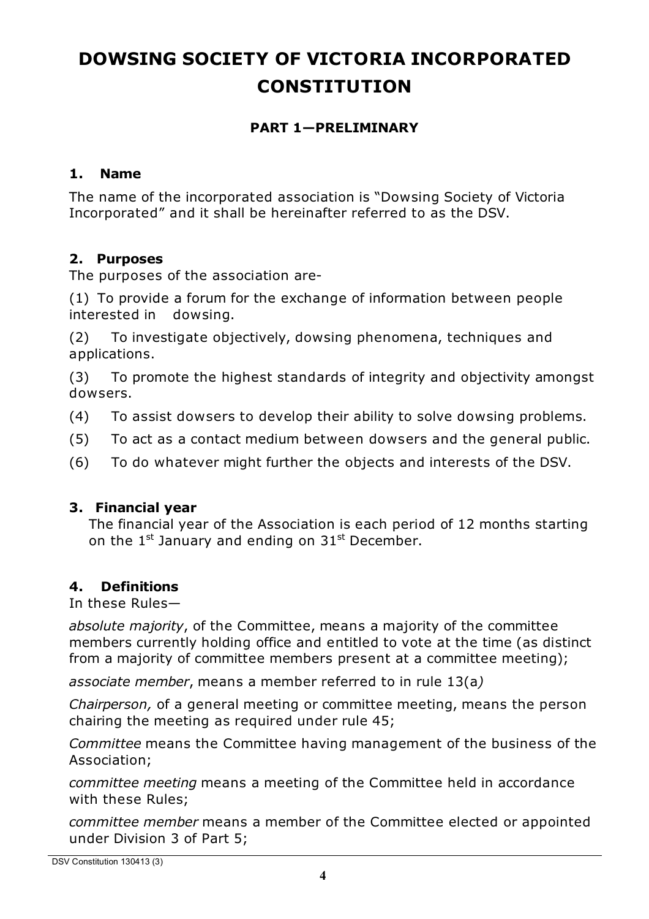# DOWSING SOCIETY OF VICTORIA INCORPORATED CONSTITUTION

## PART 1—PRELIMINARY

### 1. Name

The name of the incorporated association is "Dowsing Society of Victoria Incorporated" and it shall be hereinafter referred to as the DSV.

### 2. Purposes

The purposes of the association are-

(1) To provide a forum for the exchange of information between people interested in dowsing.

(2) To investigate objectively, dowsing phenomena, techniques and applications.

(3) To promote the highest standards of integrity and objectivity amongst dowsers.

(4) To assist dowsers to develop their ability to solve dowsing problems.

(5) To act as a contact medium between dowsers and the general public.

(6) To do whatever might further the objects and interests of the DSV.

### 3. Financial year

The financial year of the Association is each period of 12 months starting on the 1st January and ending on 31st December.

### 4. Definitions

In these Rules—

*absolute majority*, of the Committee, means a majority of the committee members currently holding office and entitled to vote at the time (as distinct from a majority of committee members present at a committee meeting);

*associate member*, means a member referred to in rule 13(a*)*

*Chairperson,* of a general meeting or committee meeting, means the person chairing the meeting as required under rule 45;

*Committee* means the Committee having management of the business of the Association;

*committee meeting* means a meeting of the Committee held in accordance with these Rules;

*committee member* means a member of the Committee elected or appointed under Division 3 of Part 5;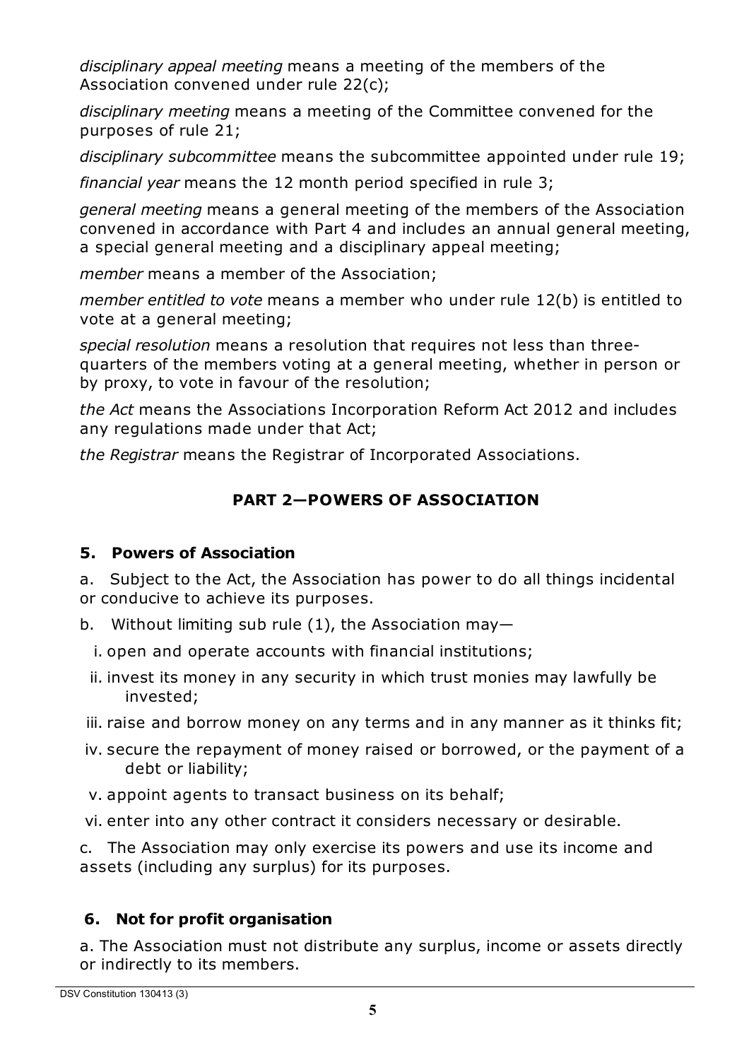*disciplinary appeal meeting* means a meeting of the members of the Association convened under rule 22(c);

*disciplinary meeting* means a meeting of the Committee convened for the purposes of rule 21;

*disciplinary subcommittee* means the subcommittee appointed under rule 19;

*financial year* means the 12 month period specified in rule 3;

*general meeting* means a general meeting of the members of the Association convened in accordance with Part 4 and includes an annual general meeting, a special general meeting and a disciplinary appeal meeting;

*member* means a member of the Association;

*member entitled to vote* means a member who under rule 12(b) is entitled to vote at a general meeting;

*special resolution* means a resolution that requires not less than three-quarters of the members voting at a general meeting, whether in person or by proxy, to vote in favour of the resolution;

*the Act* means the Associations Incorporation Reform Act 2012 and includes any regulations made under that Act;

*the Registrar* means the Registrar of Incorporated Associations.

## PART 2—POWERS OF ASSOCIATION

### 5. Powers of Association

a. Subject to the Act, the Association has power to do all things incidental or conducive to achieve its purposes.

b. Without limiting sub rule (1), the Association may—

i. open and operate accounts with financial institutions;

ii. invest its money in any security in which trust monies may lawfully be invested;

iii. raise and borrow money on any terms and in any manner as it thinks fit;

iv. secure the repayment of money raised or borrowed, or the payment of a debt or liability;

v. appoint agents to transact business on its behalf;

vi. enter into any other contract it considers necessary or desirable.

c. The Association may only exercise its powers and use its income and assets (including any surplus) for its purposes.

### 6. Not for profit organisation

a. The Association must not distribute any surplus, income or assets directly or indirectly to its members.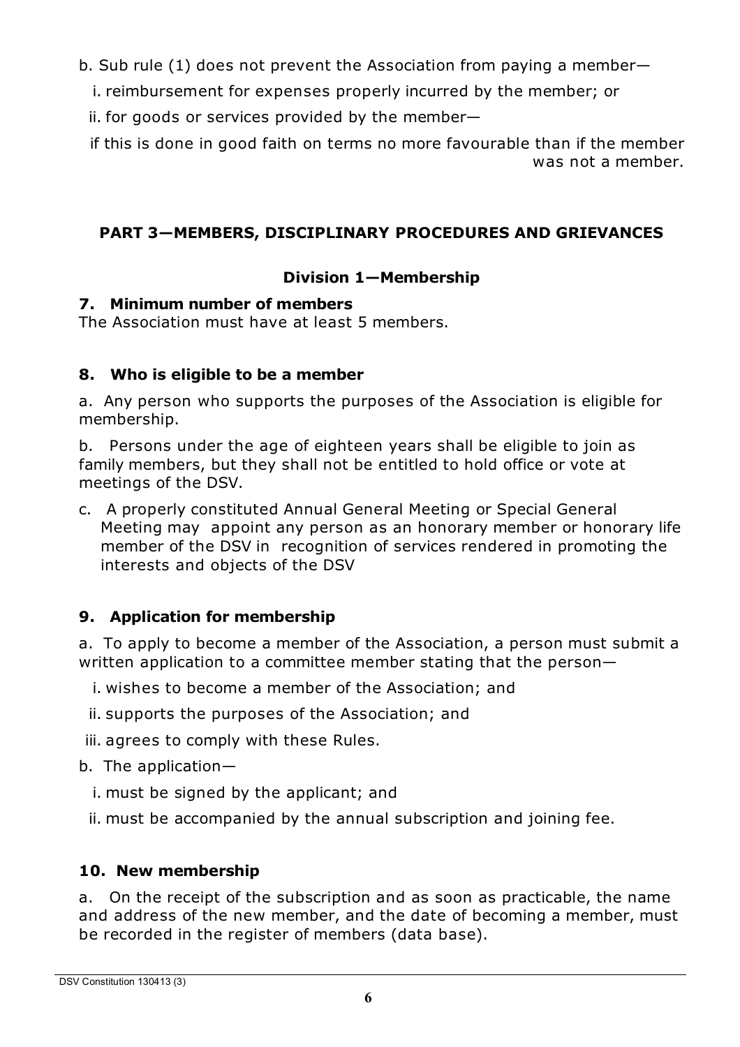b. Sub rule (1) does not prevent the Association from paying a member—

   i. reimbursement for expenses properly incurred by the member; or

   ii. for goods or services provided by the member—

   if this is done in good faith on terms no more favourable than if the member was not a member.

## PART 3—MEMBERS, DISCIPLINARY PROCEDURES AND GRIEVANCES

### Division 1—Membership

#### 7. Minimum number of members

The Association must have at least 5 members.

#### 8. Who is eligible to be a member

a. Any person who supports the purposes of the Association is eligible for membership.

b. Persons under the age of eighteen years shall be eligible to join as family members, but they shall not be entitled to hold office or vote at meetings of the DSV.

c. A properly constituted Annual General Meeting or Special General Meeting may appoint any person as an honorary member or honorary life member of the DSV in recognition of services rendered in promoting the interests and objects of the DSV

#### 9. Application for membership

a. To apply to become a member of the Association, a person must submit a written application to a committee member stating that the person—

   i. wishes to become a member of the Association; and

   ii. supports the purposes of the Association; and

   iii. agrees to comply with these Rules.

b. The application—

   i. must be signed by the applicant; and

   ii. must be accompanied by the annual subscription and joining fee.

#### 10. New membership

a. On the receipt of the subscription and as soon as practicable, the name and address of the new member, and the date of becoming a member, must be recorded in the register of members (data base).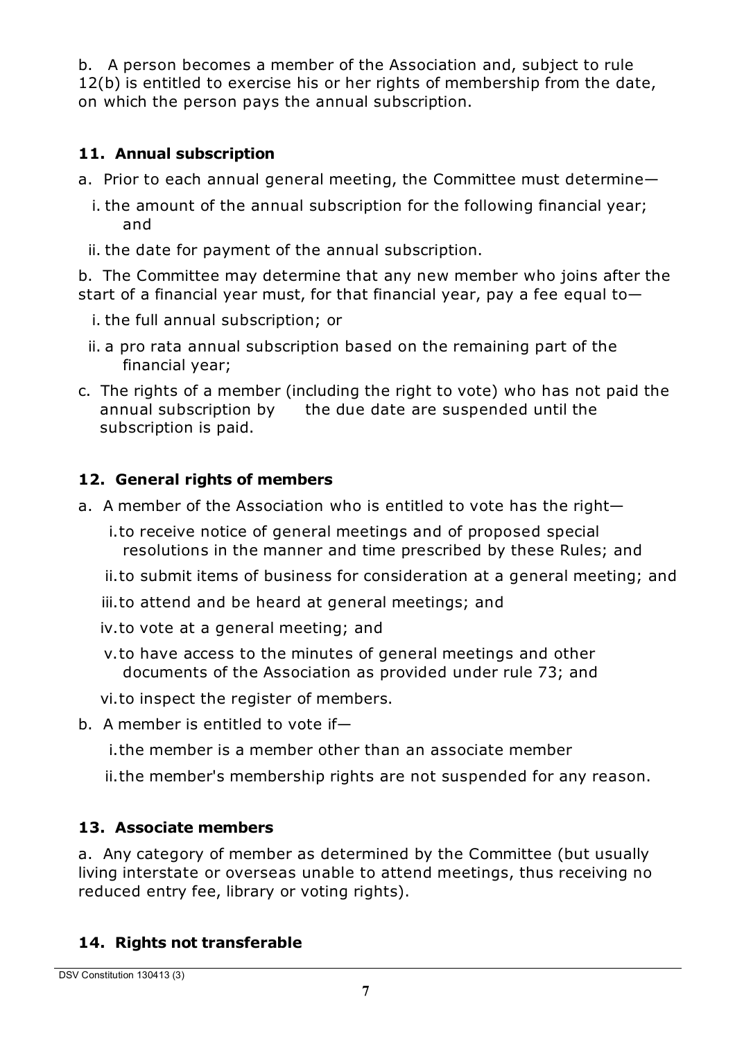b. A person becomes a member of the Association and, subject to rule 12(b) is entitled to exercise his or her rights of membership from the date, on which the person pays the annual subscription.

## 11. Annual subscription

a. Prior to each annual general meeting, the Committee must determine—

i. the amount of the annual subscription for the following financial year; and

ii. the date for payment of the annual subscription.

b. The Committee may determine that any new member who joins after the start of a financial year must, for that financial year, pay a fee equal to—

i. the full annual subscription; or

ii. a pro rata annual subscription based on the remaining part of the financial year;

c. The rights of a member (including the right to vote) who has not paid the annual subscription by the due date are suspended until the subscription is paid.

## 12. General rights of members

a. A member of the Association who is entitled to vote has the right—

i. to receive notice of general meetings and of proposed special resolutions in the manner and time prescribed by these Rules; and

ii. to submit items of business for consideration at a general meeting; and

iii. to attend and be heard at general meetings; and

iv. to vote at a general meeting; and

v. to have access to the minutes of general meetings and other documents of the Association as provided under rule 73; and

vi. to inspect the register of members.

b. A member is entitled to vote if—

i. the member is a member other than an associate member

ii. the member's membership rights are not suspended for any reason.

## 13. Associate members

a. Any category of member as determined by the Committee (but usually living interstate or overseas unable to attend meetings, thus receiving no reduced entry fee, library or voting rights).

## 14. Rights not transferable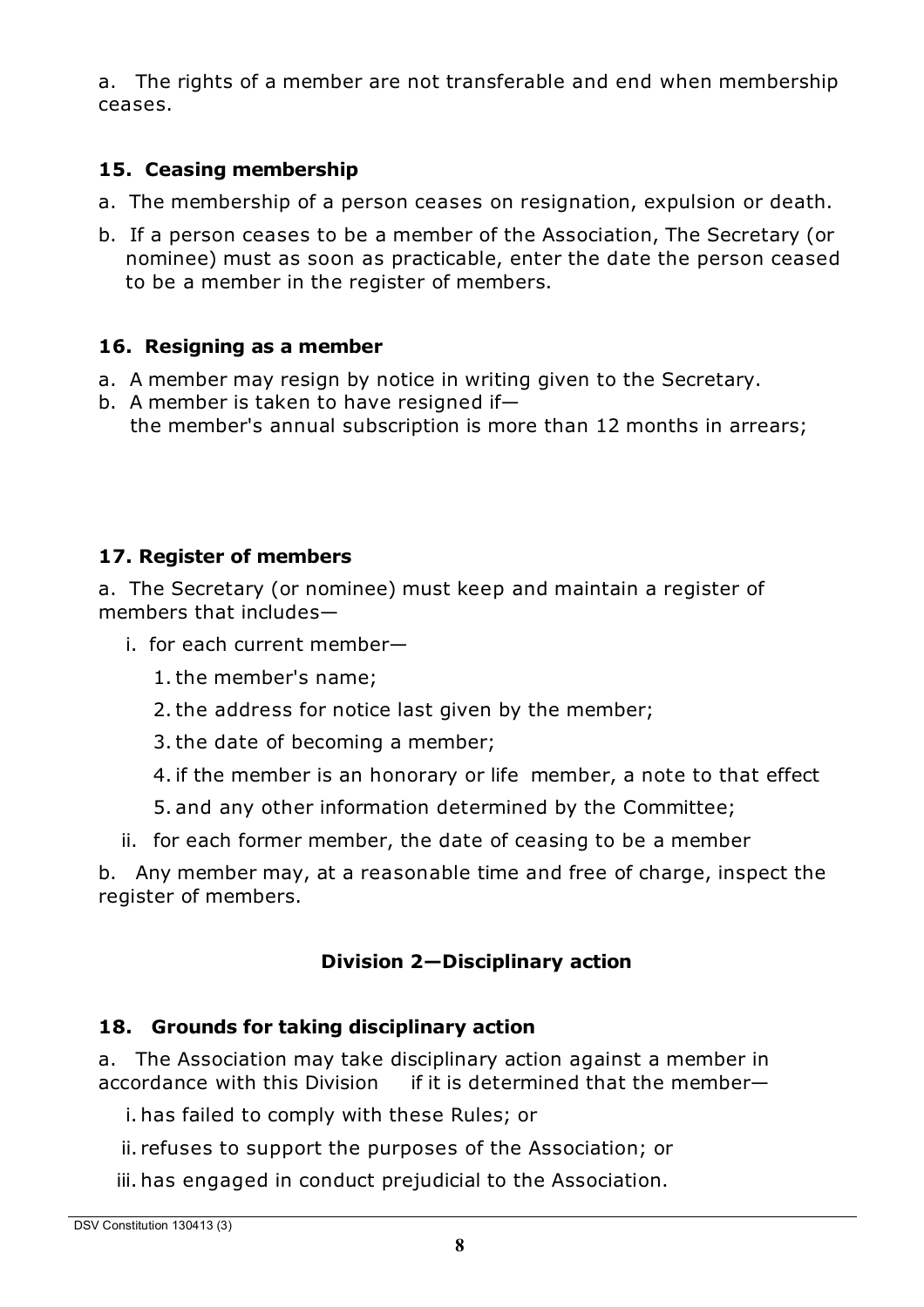a. The rights of a member are not transferable and end when membership ceases.

### 15. Ceasing membership

a. The membership of a person ceases on resignation, expulsion or death.

b. If a person ceases to be a member of the Association, The Secretary (or nominee) must as soon as practicable, enter the date the person ceased to be a member in the register of members.

### 16. Resigning as a member

a. A member may resign by notice in writing given to the Secretary.

b. A member is taken to have resigned if—
   the member's annual subscription is more than 12 months in arrears;

### 17. Register of members

a. The Secretary (or nominee) must keep and maintain a register of members that includes—

   i. for each current member—

      1. the member's name;
      2. the address for notice last given by the member;
      3. the date of becoming a member;
      4. if the member is an honorary or life member, a note to that effect
      5. and any other information determined by the Committee;

   ii. for each former member, the date of ceasing to be a member

b. Any member may, at a reasonable time and free of charge, inspect the register of members.

## Division 2—Disciplinary action

### 18. Grounds for taking disciplinary action

a. The Association may take disciplinary action against a member in accordance with this Division if it is determined that the member—

   i. has failed to comply with these Rules; or

   ii. refuses to support the purposes of the Association; or

   iii. has engaged in conduct prejudicial to the Association.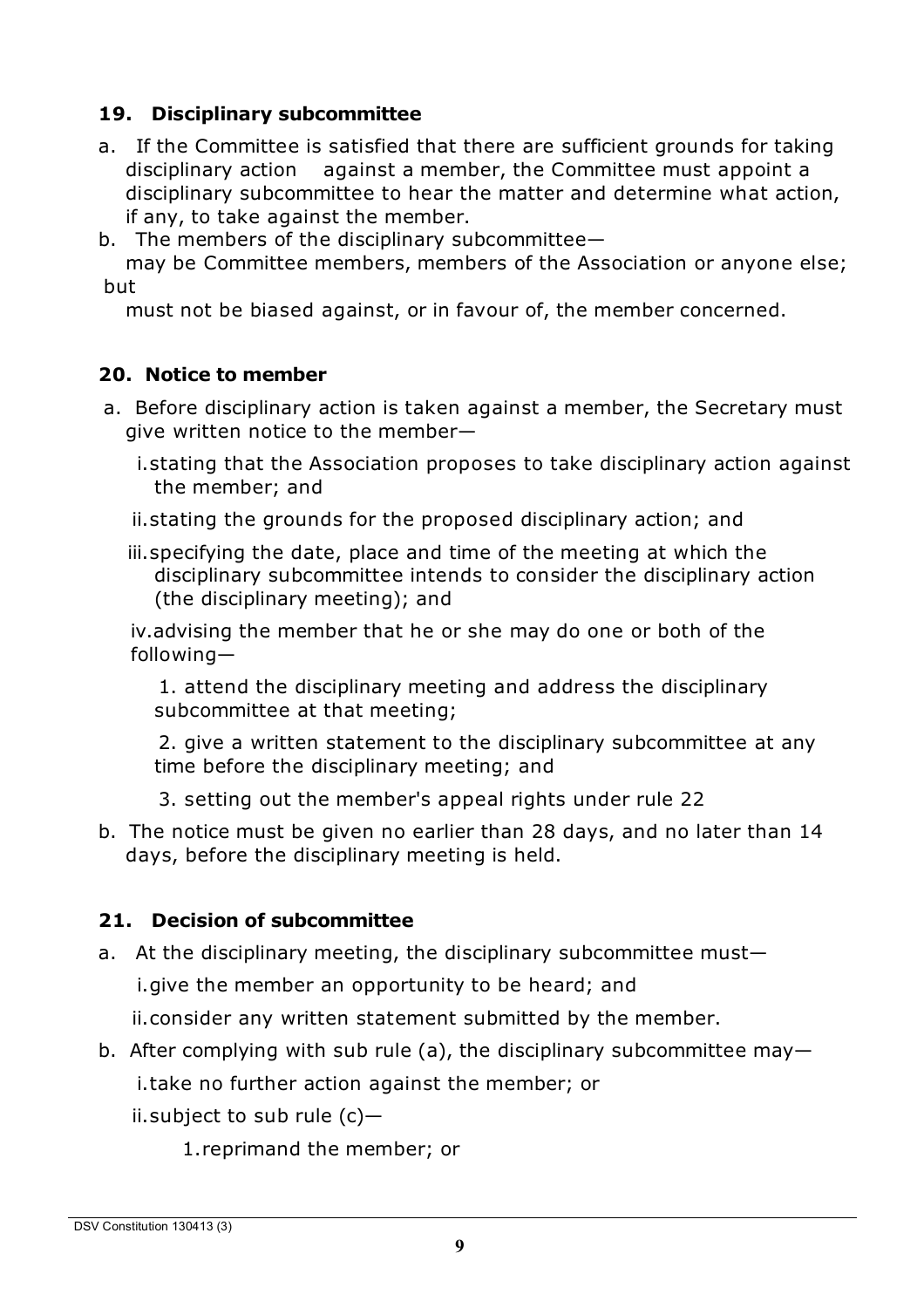## 19. Disciplinary subcommittee

a. If the Committee is satisfied that there are sufficient grounds for taking disciplinary action against a member, the Committee must appoint a disciplinary subcommittee to hear the matter and determine what action, if any, to take against the member.

b. The members of the disciplinary subcommittee—

   may be Committee members, members of the Association or anyone else; but

   must not be biased against, or in favour of, the member concerned.

## 20. Notice to member

a. Before disciplinary action is taken against a member, the Secretary must give written notice to the member—

   i. stating that the Association proposes to take disciplinary action against the member; and

   ii. stating the grounds for the proposed disciplinary action; and

   iii. specifying the date, place and time of the meeting at which the disciplinary subcommittee intends to consider the disciplinary action (the disciplinary meeting); and

   iv. advising the member that he or she may do one or both of the following—

      1. attend the disciplinary meeting and address the disciplinary subcommittee at that meeting;

      2. give a written statement to the disciplinary subcommittee at any time before the disciplinary meeting; and

      3. setting out the member's appeal rights under rule 22

b. The notice must be given no earlier than 28 days, and no later than 14 days, before the disciplinary meeting is held.

## 21. Decision of subcommittee

a. At the disciplinary meeting, the disciplinary subcommittee must—

   i. give the member an opportunity to be heard; and

   ii. consider any written statement submitted by the member.

b. After complying with sub rule (a), the disciplinary subcommittee may—

   i. take no further action against the member; or

   ii. subject to sub rule (c)—

      1. reprimand the member; or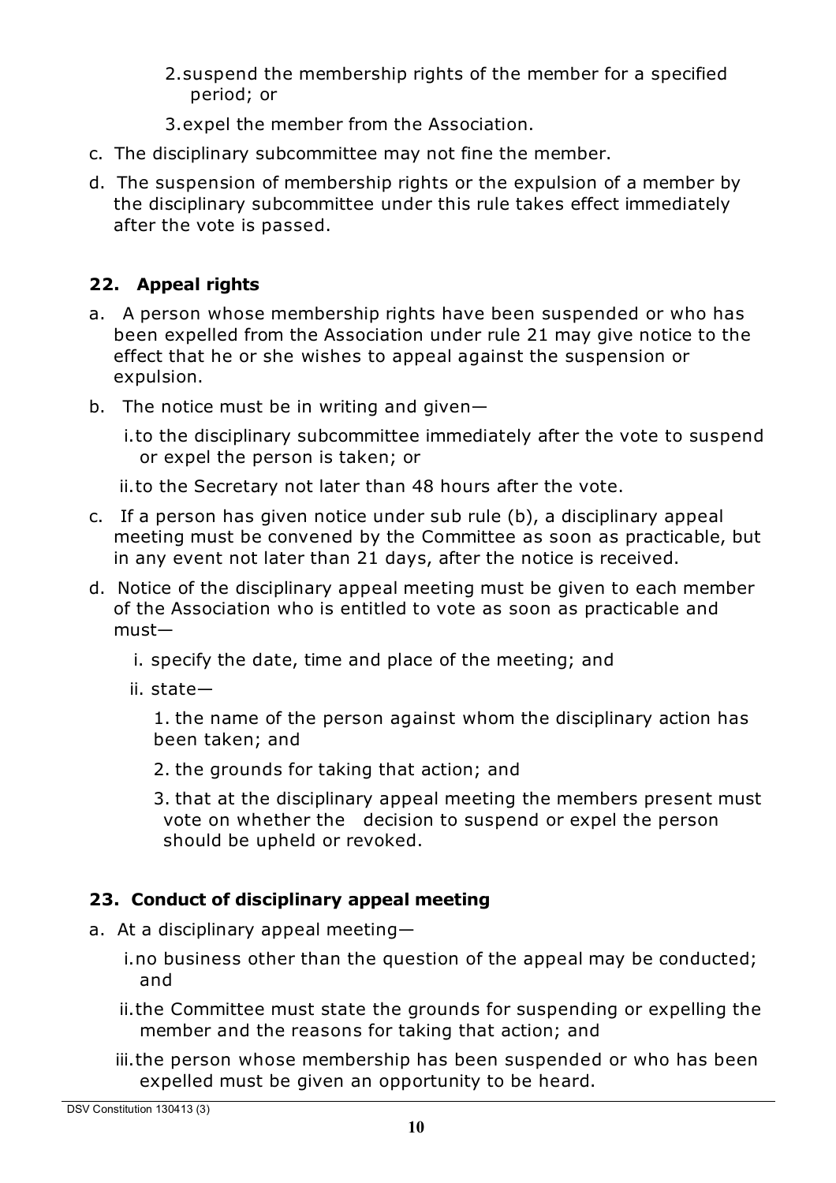2. suspend the membership rights of the member for a specified period; or

3. expel the member from the Association.

c. The disciplinary subcommittee may not fine the member.

d. The suspension of membership rights or the expulsion of a member by the disciplinary subcommittee under this rule takes effect immediately after the vote is passed.

### 22. Appeal rights

a. A person whose membership rights have been suspended or who has been expelled from the Association under rule 21 may give notice to the effect that he or she wishes to appeal against the suspension or expulsion.

b. The notice must be in writing and given—

   i. to the disciplinary subcommittee immediately after the vote to suspend or expel the person is taken; or

   ii. to the Secretary not later than 48 hours after the vote.

c. If a person has given notice under sub rule (b), a disciplinary appeal meeting must be convened by the Committee as soon as practicable, but in any event not later than 21 days, after the notice is received.

d. Notice of the disciplinary appeal meeting must be given to each member of the Association who is entitled to vote as soon as practicable and must—

   i. specify the date, time and place of the meeting; and

   ii. state—

      1. the name of the person against whom the disciplinary action has been taken; and

      2. the grounds for taking that action; and

      3. that at the disciplinary appeal meeting the members present must vote on whether the decision to suspend or expel the person should be upheld or revoked.

### 23. Conduct of disciplinary appeal meeting

a. At a disciplinary appeal meeting—

   i. no business other than the question of the appeal may be conducted; and

   ii. the Committee must state the grounds for suspending or expelling the member and the reasons for taking that action; and

   iii. the person whose membership has been suspended or who has been expelled must be given an opportunity to be heard.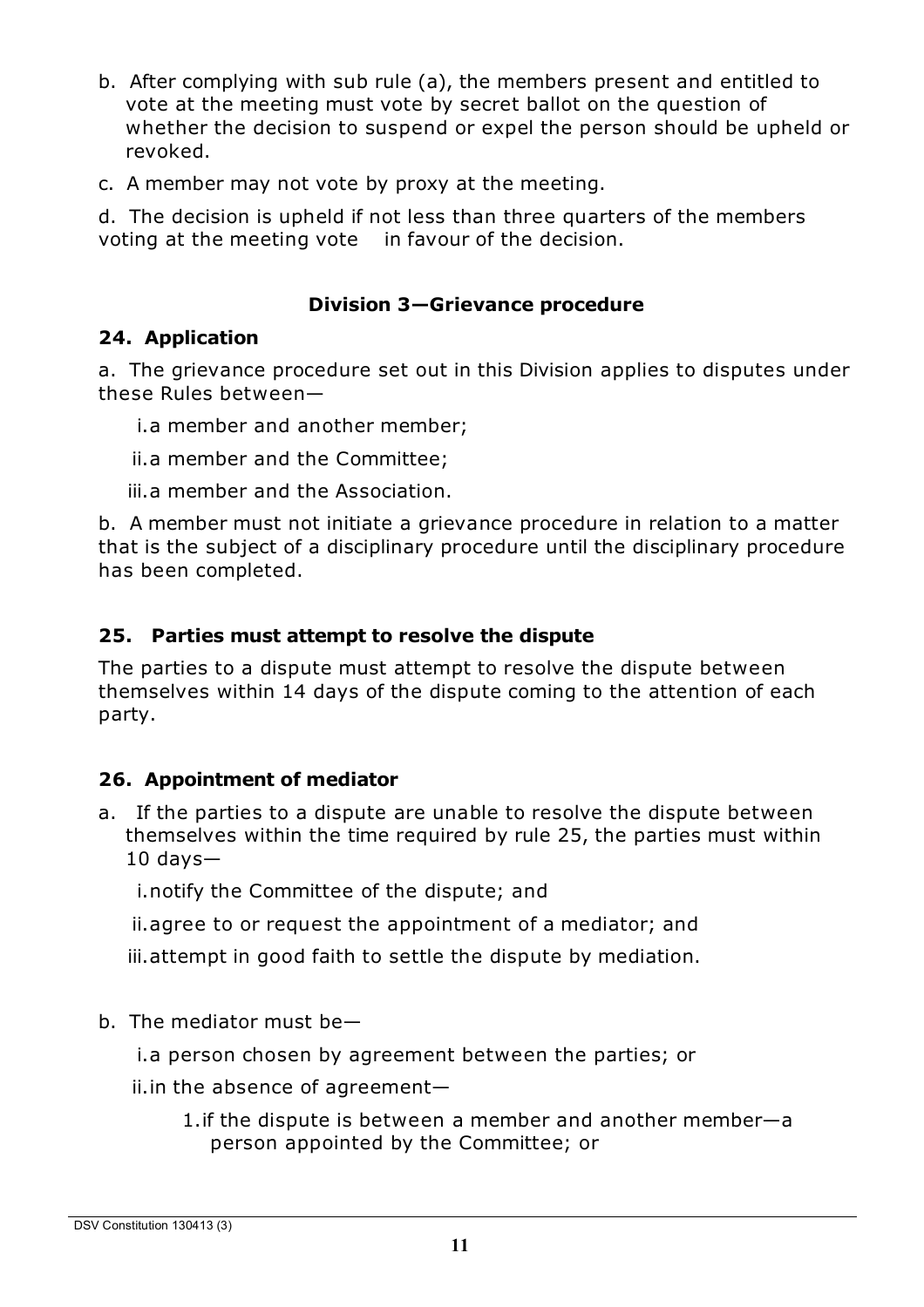b. After complying with sub rule (a), the members present and entitled to vote at the meeting must vote by secret ballot on the question of whether the decision to suspend or expel the person should be upheld or revoked.

c. A member may not vote by proxy at the meeting.

d. The decision is upheld if not less than three quarters of the members voting at the meeting vote in favour of the decision.

### Division 3—Grievance procedure

#### 24. Application

a. The grievance procedure set out in this Division applies to disputes under these Rules between—

i. a member and another member;

ii. a member and the Committee;

iii. a member and the Association.

b. A member must not initiate a grievance procedure in relation to a matter that is the subject of a disciplinary procedure until the disciplinary procedure has been completed.

#### 25. Parties must attempt to resolve the dispute

The parties to a dispute must attempt to resolve the dispute between themselves within 14 days of the dispute coming to the attention of each party.

#### 26. Appointment of mediator

a. If the parties to a dispute are unable to resolve the dispute between themselves within the time required by rule 25, the parties must within 10 days—

i. notify the Committee of the dispute; and

ii. agree to or request the appointment of a mediator; and

iii. attempt in good faith to settle the dispute by mediation.

b. The mediator must be—

i. a person chosen by agreement between the parties; or

ii. in the absence of agreement—

1. if the dispute is between a member and another member—a person appointed by the Committee; or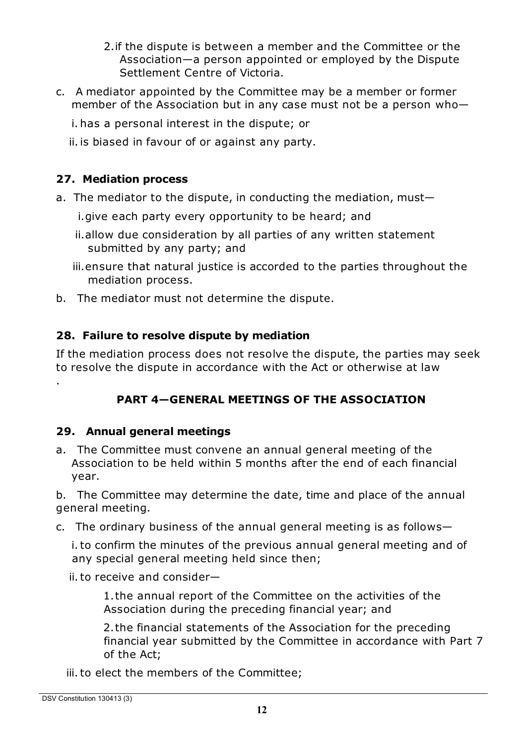2. if the dispute is between a member and the Committee or the Association—a person appointed or employed by the Dispute Settlement Centre of Victoria.

c. A mediator appointed by the Committee may be a member or former member of the Association but in any case must not be a person who—

   i. has a personal interest in the dispute; or

   ii. is biased in favour of or against any party.

### 27. Mediation process

a. The mediator to the dispute, in conducting the mediation, must—

   i. give each party every opportunity to be heard; and

   ii. allow due consideration by all parties of any written statement submitted by any party; and

   iii. ensure that natural justice is accorded to the parties throughout the mediation process.

b. The mediator must not determine the dispute.

### 28. Failure to resolve dispute by mediation

If the mediation process does not resolve the dispute, the parties may seek to resolve the dispute in accordance with the Act or otherwise at law

.

## PART 4—GENERAL MEETINGS OF THE ASSOCIATION

### 29. Annual general meetings

a. The Committee must convene an annual general meeting of the Association to be held within 5 months after the end of each financial year.

b. The Committee may determine the date, time and place of the annual general meeting.

c. The ordinary business of the annual general meeting is as follows—

   i. to confirm the minutes of the previous annual general meeting and of any special general meeting held since then;

   ii. to receive and consider—

      1. the annual report of the Committee on the activities of the Association during the preceding financial year; and

      2. the financial statements of the Association for the preceding financial year submitted by the Committee in accordance with Part 7 of the Act;

   iii. to elect the members of the Committee;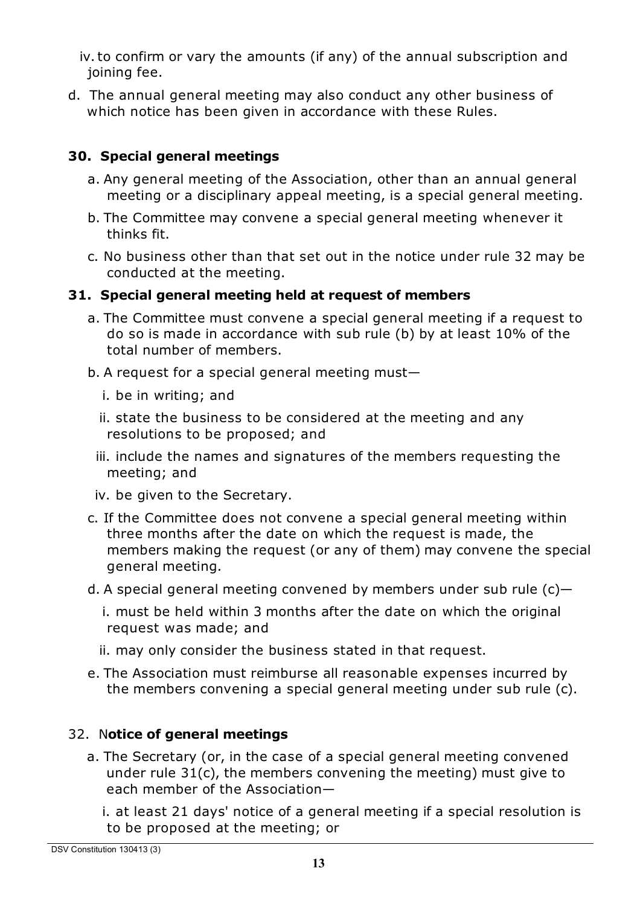iv. to confirm or vary the amounts (if any) of the annual subscription and joining fee.

d. The annual general meeting may also conduct any other business of which notice has been given in accordance with these Rules.

### 30. Special general meetings

a. Any general meeting of the Association, other than an annual general meeting or a disciplinary appeal meeting, is a special general meeting.

b. The Committee may convene a special general meeting whenever it thinks fit.

c. No business other than that set out in the notice under rule 32 may be conducted at the meeting.

### 31. Special general meeting held at request of members

a. The Committee must convene a special general meeting if a request to do so is made in accordance with sub rule (b) by at least 10% of the total number of members.

b. A request for a special general meeting must—

i. be in writing; and

ii. state the business to be considered at the meeting and any resolutions to be proposed; and

iii. include the names and signatures of the members requesting the meeting; and

iv. be given to the Secretary.

c. If the Committee does not convene a special general meeting within three months after the date on which the request is made, the members making the request (or any of them) may convene the special general meeting.

d. A special general meeting convened by members under sub rule (c)—

i. must be held within 3 months after the date on which the original request was made; and

ii. may only consider the business stated in that request.

e. The Association must reimburse all reasonable expenses incurred by the members convening a special general meeting under sub rule (c).

### 32. Notice of general meetings

a. The Secretary (or, in the case of a special general meeting convened under rule 31(c), the members convening the meeting) must give to each member of the Association—

i. at least 21 days' notice of a general meeting if a special resolution is to be proposed at the meeting; or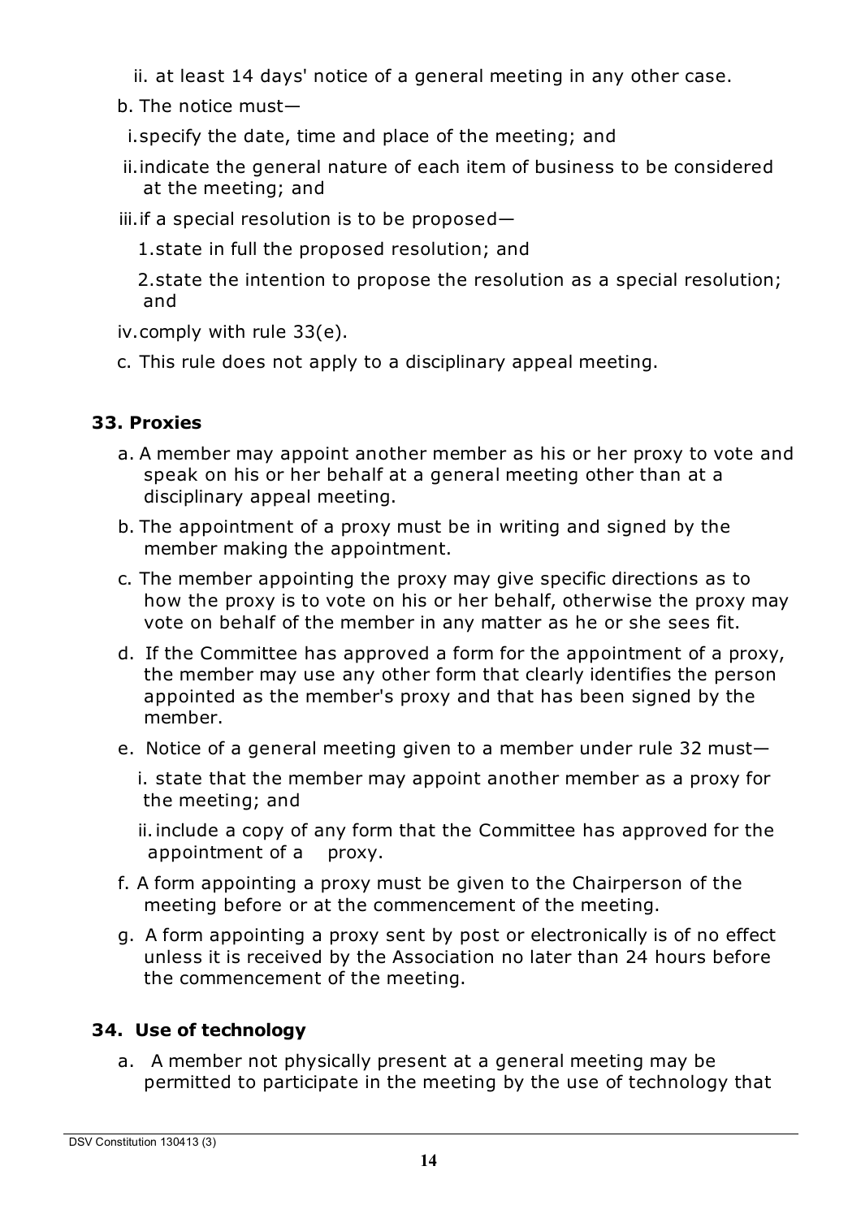ii. at least 14 days' notice of a general meeting in any other case.

b. The notice must—

   i. specify the date, time and place of the meeting; and

   ii. indicate the general nature of each item of business to be considered at the meeting; and

   iii. if a special resolution is to be proposed—

      1. state in full the proposed resolution; and

      2. state the intention to propose the resolution as a special resolution; and

   iv. comply with rule 33(e).

c. This rule does not apply to a disciplinary appeal meeting.

### 33. Proxies

a. A member may appoint another member as his or her proxy to vote and speak on his or her behalf at a general meeting other than at a disciplinary appeal meeting.

b. The appointment of a proxy must be in writing and signed by the member making the appointment.

c. The member appointing the proxy may give specific directions as to how the proxy is to vote on his or her behalf, otherwise the proxy may vote on behalf of the member in any matter as he or she sees fit.

d. If the Committee has approved a form for the appointment of a proxy, the member may use any other form that clearly identifies the person appointed as the member's proxy and that has been signed by the member.

e. Notice of a general meeting given to a member under rule 32 must—

   i. state that the member may appoint another member as a proxy for the meeting; and

   ii. include a copy of any form that the Committee has approved for the appointment of a proxy.

f. A form appointing a proxy must be given to the Chairperson of the meeting before or at the commencement of the meeting.

g. A form appointing a proxy sent by post or electronically is of no effect unless it is received by the Association no later than 24 hours before the commencement of the meeting.

### 34. Use of technology

a. A member not physically present at a general meeting may be permitted to participate in the meeting by the use of technology that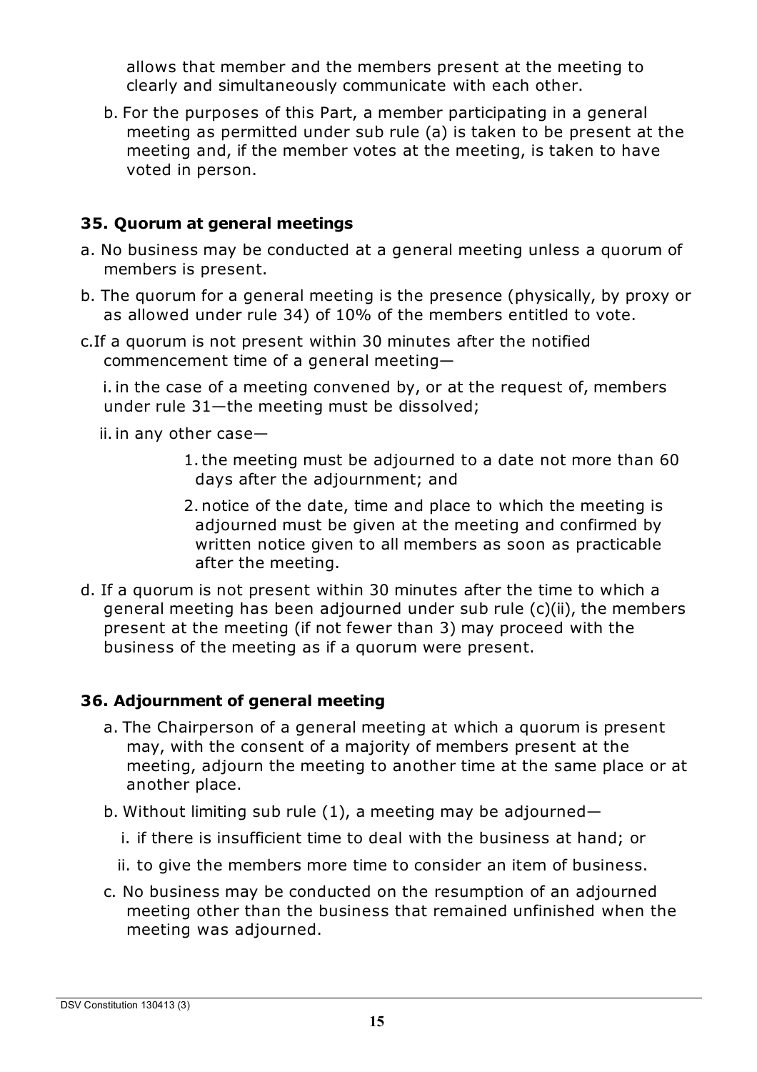allows that member and the members present at the meeting to clearly and simultaneously communicate with each other.

b. For the purposes of this Part, a member participating in a general meeting as permitted under sub rule (a) is taken to be present at the meeting and, if the member votes at the meeting, is taken to have voted in person.

### 35. Quorum at general meetings

a. No business may be conducted at a general meeting unless a quorum of members is present.

b. The quorum for a general meeting is the presence (physically, by proxy or as allowed under rule 34) of 10% of the members entitled to vote.

c. If a quorum is not present within 30 minutes after the notified commencement time of a general meeting—

   i. in the case of a meeting convened by, or at the request of, members under rule 31—the meeting must be dissolved;

   ii. in any other case—

      1. the meeting must be adjourned to a date not more than 60 days after the adjournment; and

      2. notice of the date, time and place to which the meeting is adjourned must be given at the meeting and confirmed by written notice given to all members as soon as practicable after the meeting.

d. If a quorum is not present within 30 minutes after the time to which a general meeting has been adjourned under sub rule (c)(ii), the members present at the meeting (if not fewer than 3) may proceed with the business of the meeting as if a quorum were present.

### 36. Adjournment of general meeting

a. The Chairperson of a general meeting at which a quorum is present may, with the consent of a majority of members present at the meeting, adjourn the meeting to another time at the same place or at another place.

b. Without limiting sub rule (1), a meeting may be adjourned—

   i. if there is insufficient time to deal with the business at hand; or

   ii. to give the members more time to consider an item of business.

c. No business may be conducted on the resumption of an adjourned meeting other than the business that remained unfinished when the meeting was adjourned.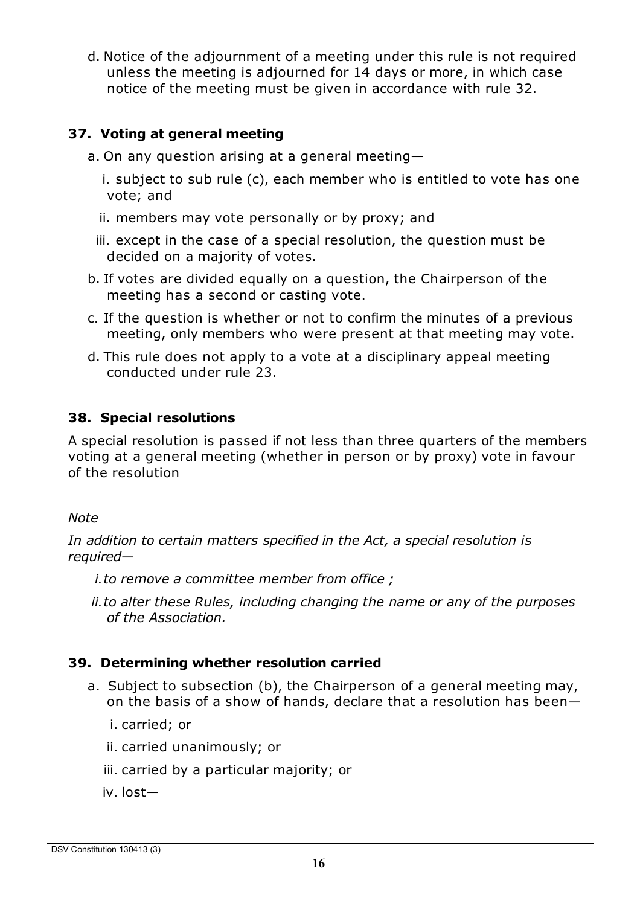d. Notice of the adjournment of a meeting under this rule is not required unless the meeting is adjourned for 14 days or more, in which case notice of the meeting must be given in accordance with rule 32.

### 37. Voting at general meeting

a. On any question arising at a general meeting—

   i. subject to sub rule (c), each member who is entitled to vote has one vote; and

   ii. members may vote personally or by proxy; and

   iii. except in the case of a special resolution, the question must be decided on a majority of votes.

b. If votes are divided equally on a question, the Chairperson of the meeting has a second or casting vote.

c. If the question is whether or not to confirm the minutes of a previous meeting, only members who were present at that meeting may vote.

d. This rule does not apply to a vote at a disciplinary appeal meeting conducted under rule 23.

### 38. Special resolutions

A special resolution is passed if not less than three quarters of the members voting at a general meeting (whether in person or by proxy) vote in favour of the resolution

*Note*

*In addition to certain matters specified in the Act, a special resolution is required—*

*i. to remove a committee member from office ;*

*ii. to alter these Rules, including changing the name or any of the purposes of the Association.*

### 39. Determining whether resolution carried

a. Subject to subsection (b), the Chairperson of a general meeting may, on the basis of a show of hands, declare that a resolution has been—

   i. carried; or

   ii. carried unanimously; or

   iii. carried by a particular majority; or

   iv. lost—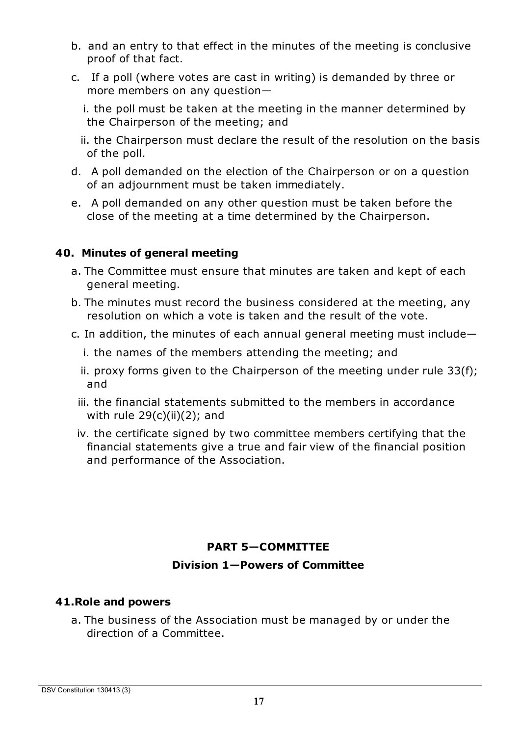b. and an entry to that effect in the minutes of the meeting is conclusive proof of that fact.

c. If a poll (where votes are cast in writing) is demanded by three or more members on any question—

   i. the poll must be taken at the meeting in the manner determined by the Chairperson of the meeting; and

   ii. the Chairperson must declare the result of the resolution on the basis of the poll.

d. A poll demanded on the election of the Chairperson or on a question of an adjournment must be taken immediately.

e. A poll demanded on any other question must be taken before the close of the meeting at a time determined by the Chairperson.

### 40. Minutes of general meeting

a. The Committee must ensure that minutes are taken and kept of each general meeting.

b. The minutes must record the business considered at the meeting, any resolution on which a vote is taken and the result of the vote.

c. In addition, the minutes of each annual general meeting must include—

   i. the names of the members attending the meeting; and

   ii. proxy forms given to the Chairperson of the meeting under rule 33(f); and

   iii. the financial statements submitted to the members in accordance with rule 29(c)(ii)(2); and

   iv. the certificate signed by two committee members certifying that the financial statements give a true and fair view of the financial position and performance of the Association.

## PART 5—COMMITTEE

## Division 1—Powers of Committee

### 41. Role and powers

a. The business of the Association must be managed by or under the direction of a Committee.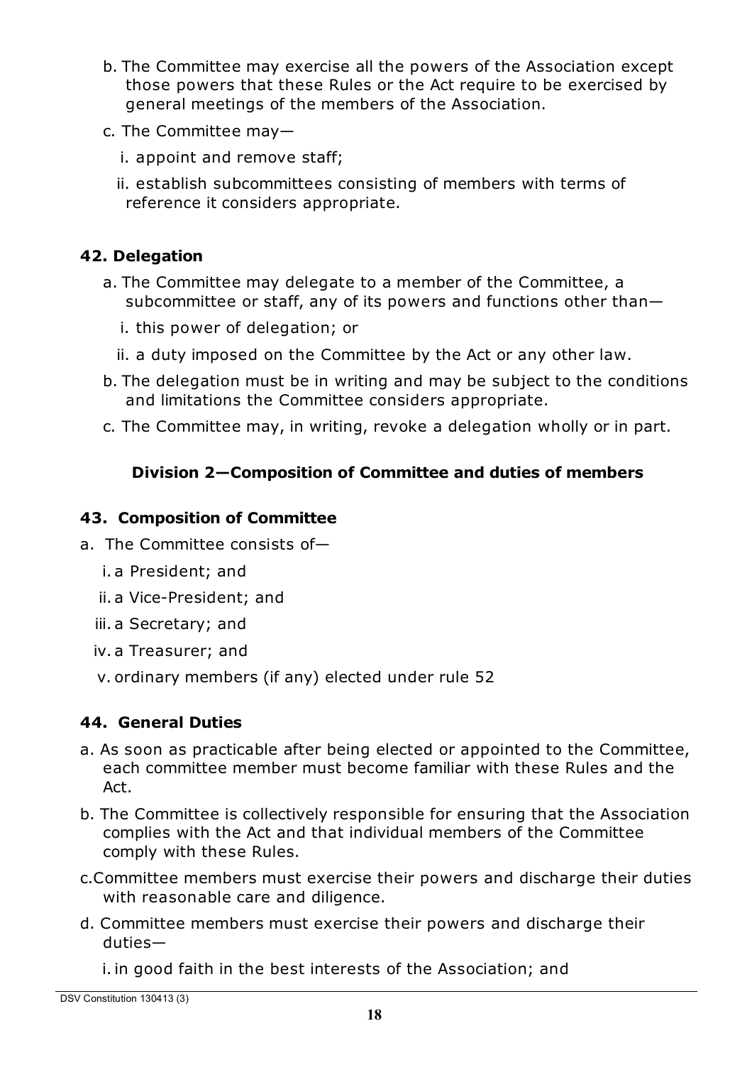b. The Committee may exercise all the powers of the Association except those powers that these Rules or the Act require to be exercised by general meetings of the members of the Association.

c. The Committee may—

   i. appoint and remove staff;

   ii. establish subcommittees consisting of members with terms of reference it considers appropriate.

### 42. Delegation

a. The Committee may delegate to a member of the Committee, a subcommittee or staff, any of its powers and functions other than—

   i. this power of delegation; or

   ii. a duty imposed on the Committee by the Act or any other law.

b. The delegation must be in writing and may be subject to the conditions and limitations the Committee considers appropriate.

c. The Committee may, in writing, revoke a delegation wholly or in part.

## Division 2—Composition of Committee and duties of members

### 43. Composition of Committee

a. The Committee consists of—

   i. a President; and

   ii. a Vice-President; and

   iii. a Secretary; and

   iv. a Treasurer; and

   v. ordinary members (if any) elected under rule 52

### 44. General Duties

a. As soon as practicable after being elected or appointed to the Committee, each committee member must become familiar with these Rules and the Act.

b. The Committee is collectively responsible for ensuring that the Association complies with the Act and that individual members of the Committee comply with these Rules.

c. Committee members must exercise their powers and discharge their duties with reasonable care and diligence.

d. Committee members must exercise their powers and discharge their duties—

   i. in good faith in the best interests of the Association; and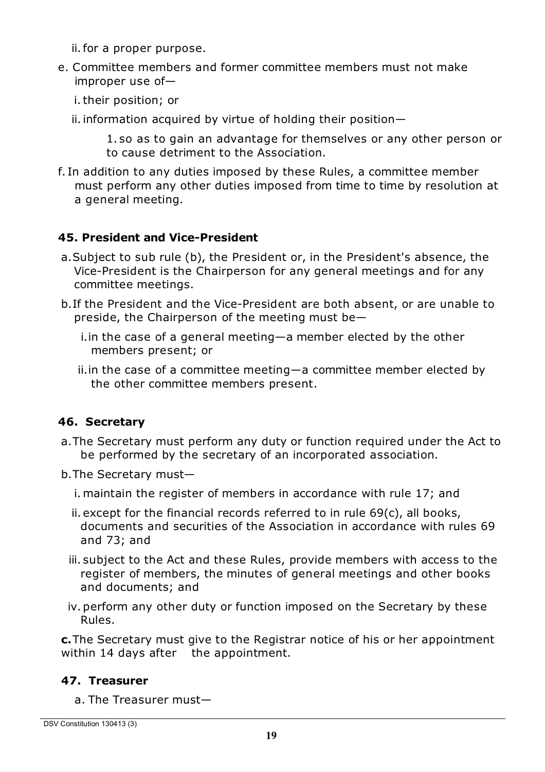ii. for a proper purpose.

e. Committee members and former committee members must not make improper use of—

   i. their position; or

   ii. information acquired by virtue of holding their position—

      1. so as to gain an advantage for themselves or any other person or to cause detriment to the Association.

f. In addition to any duties imposed by these Rules, a committee member must perform any other duties imposed from time to time by resolution at a general meeting.

### 45. President and Vice-President

a. Subject to sub rule (b), the President or, in the President's absence, the Vice-President is the Chairperson for any general meetings and for any committee meetings.

b. If the President and the Vice-President are both absent, or are unable to preside, the Chairperson of the meeting must be—

   i. in the case of a general meeting—a member elected by the other members present; or

   ii. in the case of a committee meeting—a committee member elected by the other committee members present.

### 46. Secretary

a. The Secretary must perform any duty or function required under the Act to be performed by the secretary of an incorporated association.

b. The Secretary must—

   i. maintain the register of members in accordance with rule 17; and

   ii. except for the financial records referred to in rule 69(c), all books, documents and securities of the Association in accordance with rules 69 and 73; and

   iii. subject to the Act and these Rules, provide members with access to the register of members, the minutes of general meetings and other books and documents; and

   iv. perform any other duty or function imposed on the Secretary by these Rules.

**c.** The Secretary must give to the Registrar notice of his or her appointment within 14 days after the appointment.

### 47. Treasurer

a. The Treasurer must—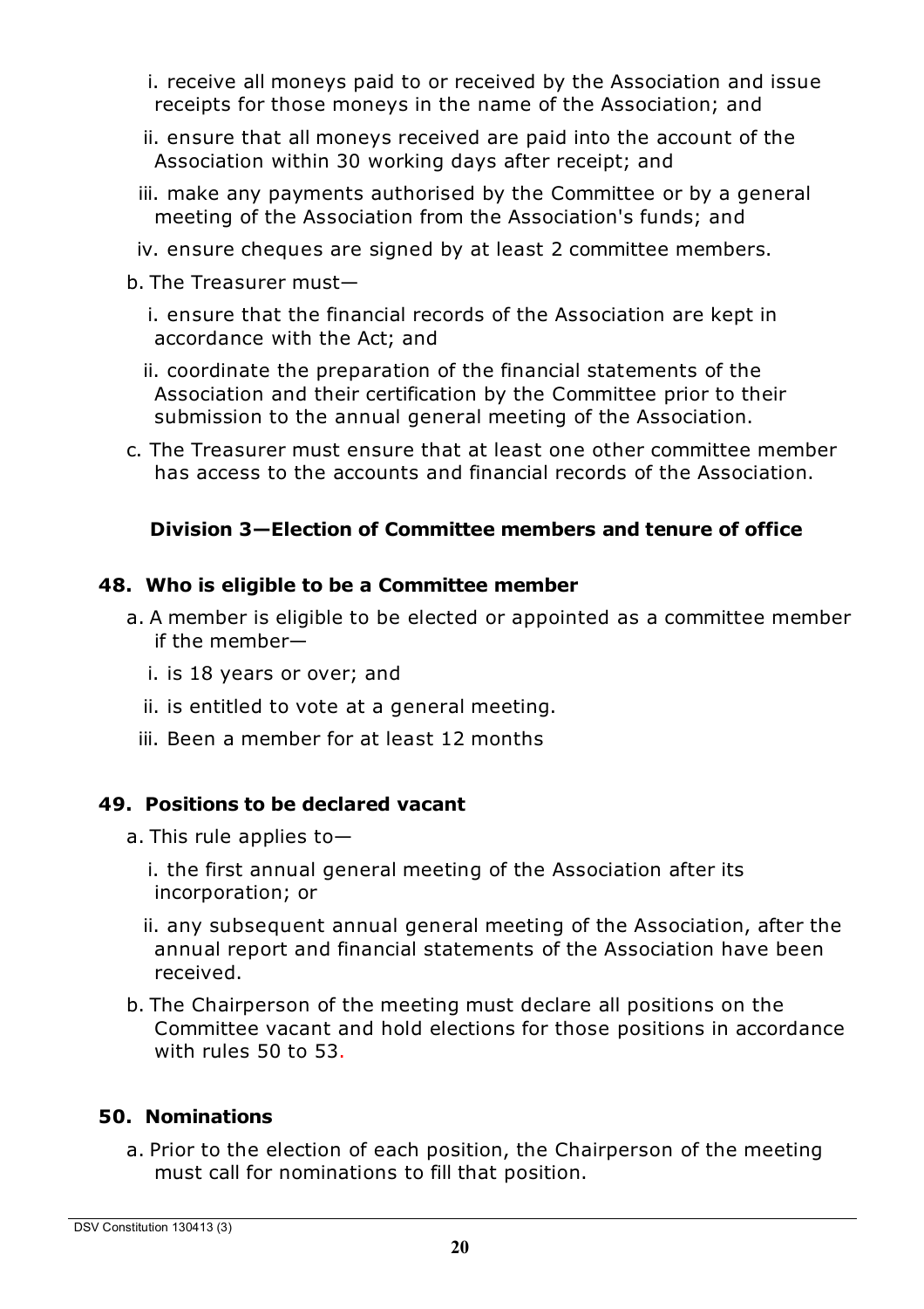i. receive all moneys paid to or received by the Association and issue receipts for those moneys in the name of the Association; and

ii. ensure that all moneys received are paid into the account of the Association within 30 working days after receipt; and

iii. make any payments authorised by the Committee or by a general meeting of the Association from the Association's funds; and

iv. ensure cheques are signed by at least 2 committee members.

b. The Treasurer must—

i. ensure that the financial records of the Association are kept in accordance with the Act; and

ii. coordinate the preparation of the financial statements of the Association and their certification by the Committee prior to their submission to the annual general meeting of the Association.

c. The Treasurer must ensure that at least one other committee member has access to the accounts and financial records of the Association.

### Division 3—Election of Committee members and tenure of office

#### 48. Who is eligible to be a Committee member

a. A member is eligible to be elected or appointed as a committee member if the member—

i. is 18 years or over; and

ii. is entitled to vote at a general meeting.

iii. Been a member for at least 12 months

#### 49. Positions to be declared vacant

a. This rule applies to—

i. the first annual general meeting of the Association after its incorporation; or

ii. any subsequent annual general meeting of the Association, after the annual report and financial statements of the Association have been received.

b. The Chairperson of the meeting must declare all positions on the Committee vacant and hold elections for those positions in accordance with rules 50 to 53.

#### 50. Nominations

a. Prior to the election of each position, the Chairperson of the meeting must call for nominations to fill that position.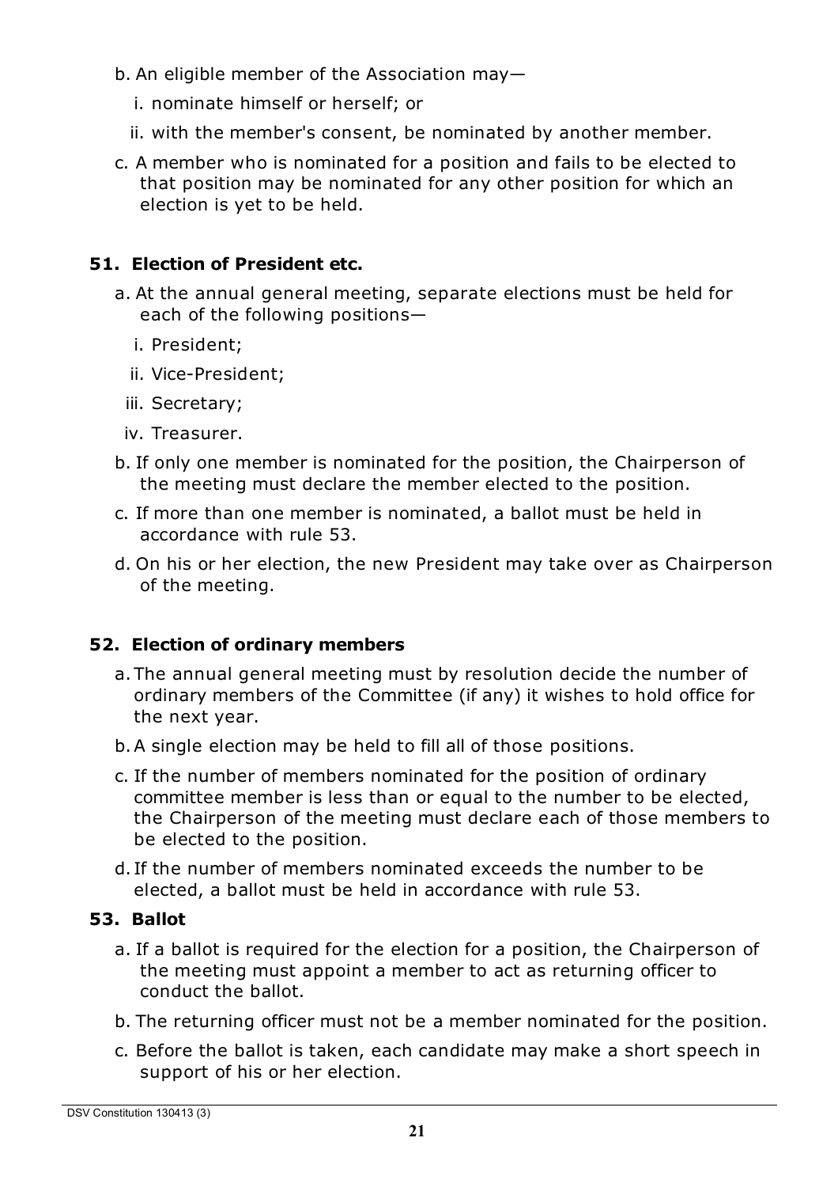b. An eligible member of the Association may—

   i. nominate himself or herself; or

   ii. with the member's consent, be nominated by another member.

c. A member who is nominated for a position and fails to be elected to that position may be nominated for any other position for which an election is yet to be held.

### 51. Election of President etc.

a. At the annual general meeting, separate elections must be held for each of the following positions—

   i. President;

   ii. Vice-President;

   iii. Secretary;

   iv. Treasurer.

b. If only one member is nominated for the position, the Chairperson of the meeting must declare the member elected to the position.

c. If more than one member is nominated, a ballot must be held in accordance with rule 53.

d. On his or her election, the new President may take over as Chairperson of the meeting.

### 52. Election of ordinary members

a. The annual general meeting must by resolution decide the number of ordinary members of the Committee (if any) it wishes to hold office for the next year.

b. A single election may be held to fill all of those positions.

c. If the number of members nominated for the position of ordinary committee member is less than or equal to the number to be elected, the Chairperson of the meeting must declare each of those members to be elected to the position.

d. If the number of members nominated exceeds the number to be elected, a ballot must be held in accordance with rule 53.

### 53. Ballot

a. If a ballot is required for the election for a position, the Chairperson of the meeting must appoint a member to act as returning officer to conduct the ballot.

b. The returning officer must not be a member nominated for the position.

c. Before the ballot is taken, each candidate may make a short speech in support of his or her election.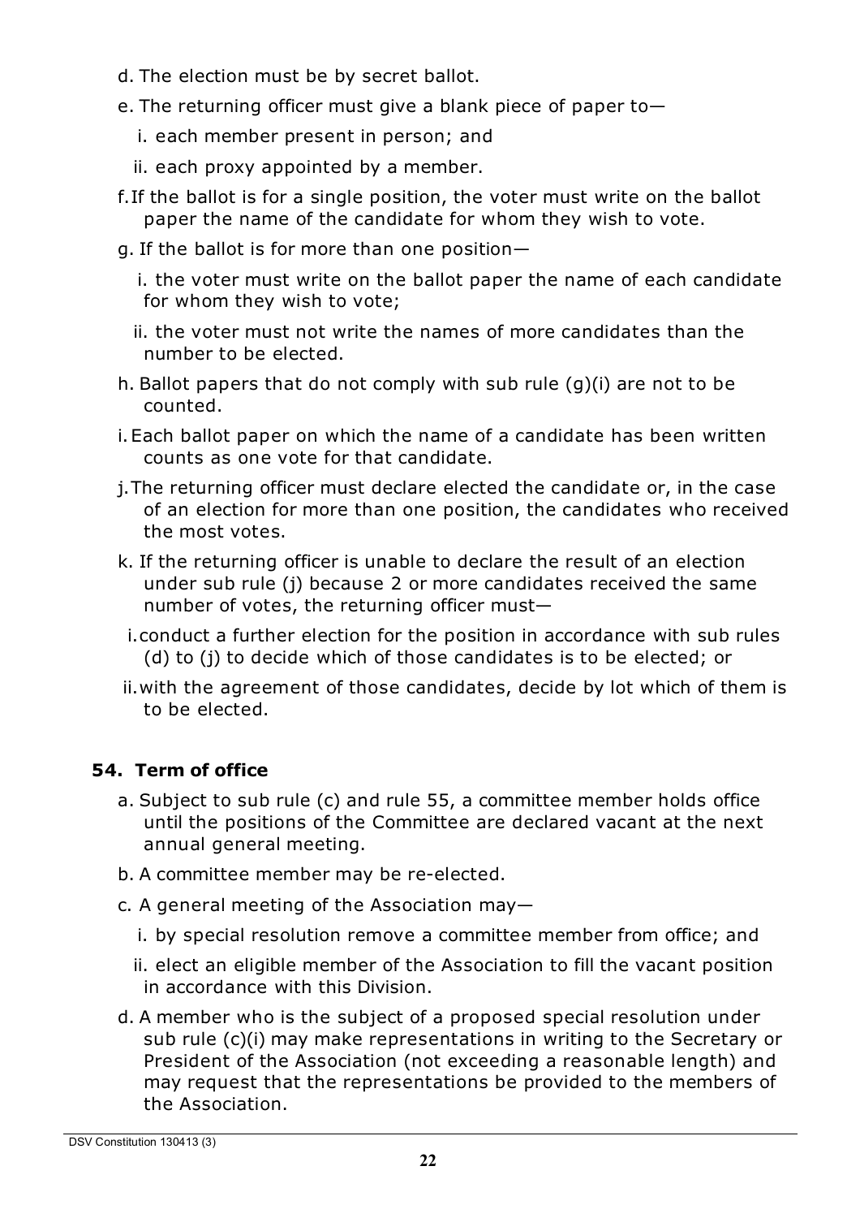d. The election must be by secret ballot.

e. The returning officer must give a blank piece of paper to—

  i. each member present in person; and

  ii. each proxy appointed by a member.

f. If the ballot is for a single position, the voter must write on the ballot paper the name of the candidate for whom they wish to vote.

g. If the ballot is for more than one position—

  i. the voter must write on the ballot paper the name of each candidate for whom they wish to vote;

  ii. the voter must not write the names of more candidates than the number to be elected.

h. Ballot papers that do not comply with sub rule (g)(i) are not to be counted.

i. Each ballot paper on which the name of a candidate has been written counts as one vote for that candidate.

j. The returning officer must declare elected the candidate or, in the case of an election for more than one position, the candidates who received the most votes.

k. If the returning officer is unable to declare the result of an election under sub rule (j) because 2 or more candidates received the same number of votes, the returning officer must—

  i. conduct a further election for the position in accordance with sub rules (d) to (j) to decide which of those candidates is to be elected; or

  ii. with the agreement of those candidates, decide by lot which of them is to be elected.

## 54. Term of office

a. Subject to sub rule (c) and rule 55, a committee member holds office until the positions of the Committee are declared vacant at the next annual general meeting.

b. A committee member may be re-elected.

c. A general meeting of the Association may—

  i. by special resolution remove a committee member from office; and

  ii. elect an eligible member of the Association to fill the vacant position in accordance with this Division.

d. A member who is the subject of a proposed special resolution under sub rule (c)(i) may make representations in writing to the Secretary or President of the Association (not exceeding a reasonable length) and may request that the representations be provided to the members of the Association.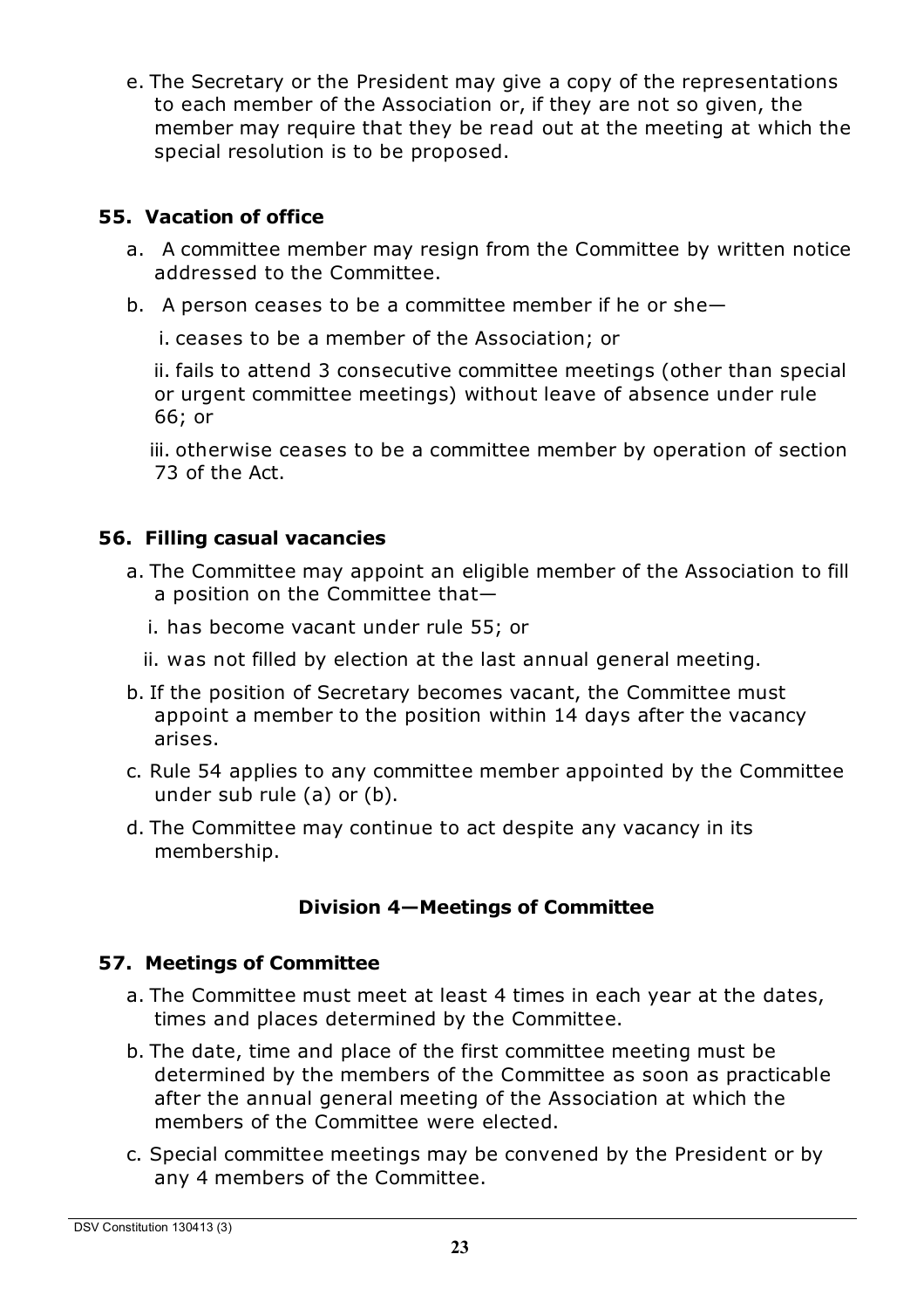e. The Secretary or the President may give a copy of the representations to each member of the Association or, if they are not so given, the member may require that they be read out at the meeting at which the special resolution is to be proposed.

### 55. Vacation of office

a. A committee member may resign from the Committee by written notice addressed to the Committee.

b. A person ceases to be a committee member if he or she—

i. ceases to be a member of the Association; or

ii. fails to attend 3 consecutive committee meetings (other than special or urgent committee meetings) without leave of absence under rule 66; or

iii. otherwise ceases to be a committee member by operation of section 73 of the Act.

### 56. Filling casual vacancies

a. The Committee may appoint an eligible member of the Association to fill a position on the Committee that—

i. has become vacant under rule 55; or

ii. was not filled by election at the last annual general meeting.

b. If the position of Secretary becomes vacant, the Committee must appoint a member to the position within 14 days after the vacancy arises.

c. Rule 54 applies to any committee member appointed by the Committee under sub rule (a) or (b).

d. The Committee may continue to act despite any vacancy in its membership.

## Division 4—Meetings of Committee

### 57. Meetings of Committee

a. The Committee must meet at least 4 times in each year at the dates, times and places determined by the Committee.

b. The date, time and place of the first committee meeting must be determined by the members of the Committee as soon as practicable after the annual general meeting of the Association at which the members of the Committee were elected.

c. Special committee meetings may be convened by the President or by any 4 members of the Committee.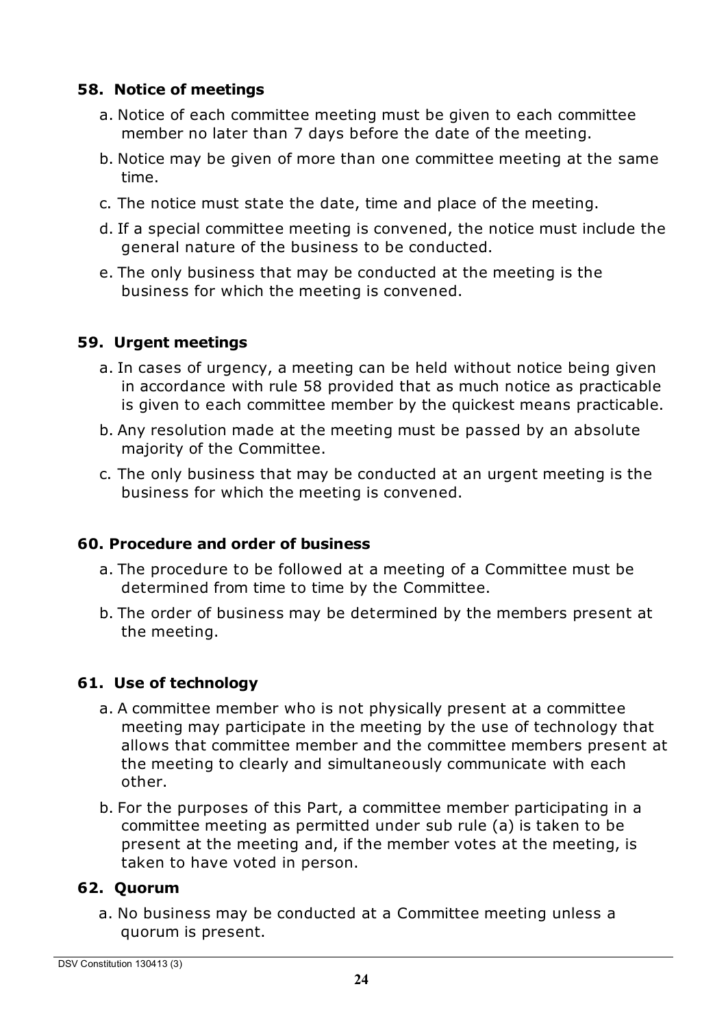### 58. Notice of meetings

a. Notice of each committee meeting must be given to each committee member no later than 7 days before the date of the meeting.

b. Notice may be given of more than one committee meeting at the same time.

c. The notice must state the date, time and place of the meeting.

d. If a special committee meeting is convened, the notice must include the general nature of the business to be conducted.

e. The only business that may be conducted at the meeting is the business for which the meeting is convened.

### 59. Urgent meetings

a. In cases of urgency, a meeting can be held without notice being given in accordance with rule 58 provided that as much notice as practicable is given to each committee member by the quickest means practicable.

b. Any resolution made at the meeting must be passed by an absolute majority of the Committee.

c. The only business that may be conducted at an urgent meeting is the business for which the meeting is convened.

### 60. Procedure and order of business

a. The procedure to be followed at a meeting of a Committee must be determined from time to time by the Committee.

b. The order of business may be determined by the members present at the meeting.

### 61. Use of technology

a. A committee member who is not physically present at a committee meeting may participate in the meeting by the use of technology that allows that committee member and the committee members present at the meeting to clearly and simultaneously communicate with each other.

b. For the purposes of this Part, a committee member participating in a committee meeting as permitted under sub rule (a) is taken to be present at the meeting and, if the member votes at the meeting, is taken to have voted in person.

### 62. Quorum

a. No business may be conducted at a Committee meeting unless a quorum is present.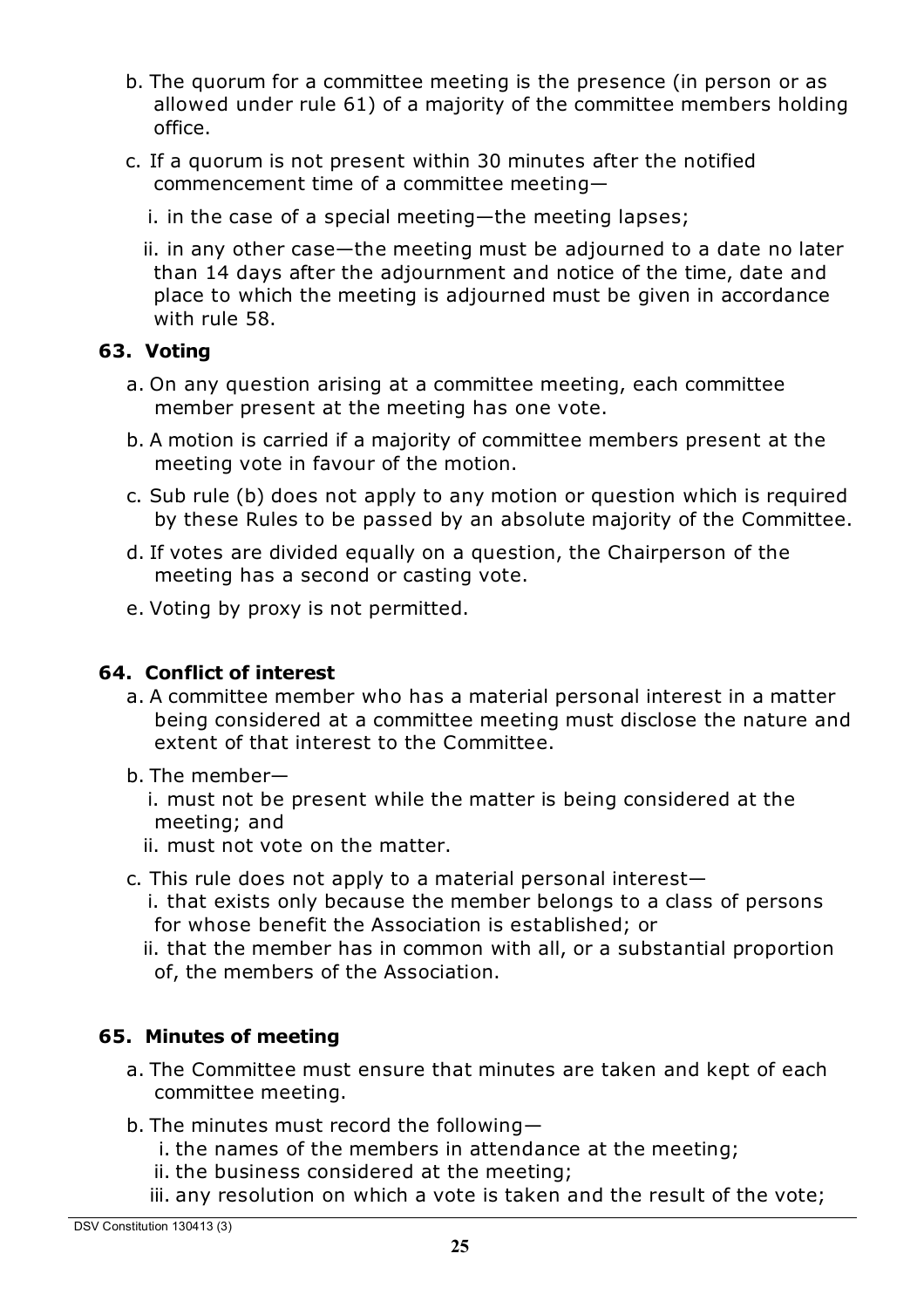b. The quorum for a committee meeting is the presence (in person or as allowed under rule 61) of a majority of the committee members holding office.

c. If a quorum is not present within 30 minutes after the notified commencement time of a committee meeting—

   i. in the case of a special meeting—the meeting lapses;

   ii. in any other case—the meeting must be adjourned to a date no later than 14 days after the adjournment and notice of the time, date and place to which the meeting is adjourned must be given in accordance with rule 58.

## 63. Voting

a. On any question arising at a committee meeting, each committee member present at the meeting has one vote.

b. A motion is carried if a majority of committee members present at the meeting vote in favour of the motion.

c. Sub rule (b) does not apply to any motion or question which is required by these Rules to be passed by an absolute majority of the Committee.

d. If votes are divided equally on a question, the Chairperson of the meeting has a second or casting vote.

e. Voting by proxy is not permitted.

## 64. Conflict of interest

a. A committee member who has a material personal interest in a matter being considered at a committee meeting must disclose the nature and extent of that interest to the Committee.

b. The member—

   i. must not be present while the matter is being considered at the meeting; and

   ii. must not vote on the matter.

c. This rule does not apply to a material personal interest—

   i. that exists only because the member belongs to a class of persons for whose benefit the Association is established; or

   ii. that the member has in common with all, or a substantial proportion of, the members of the Association.

## 65. Minutes of meeting

a. The Committee must ensure that minutes are taken and kept of each committee meeting.

b. The minutes must record the following—

   i. the names of the members in attendance at the meeting;

   ii. the business considered at the meeting;

   iii. any resolution on which a vote is taken and the result of the vote;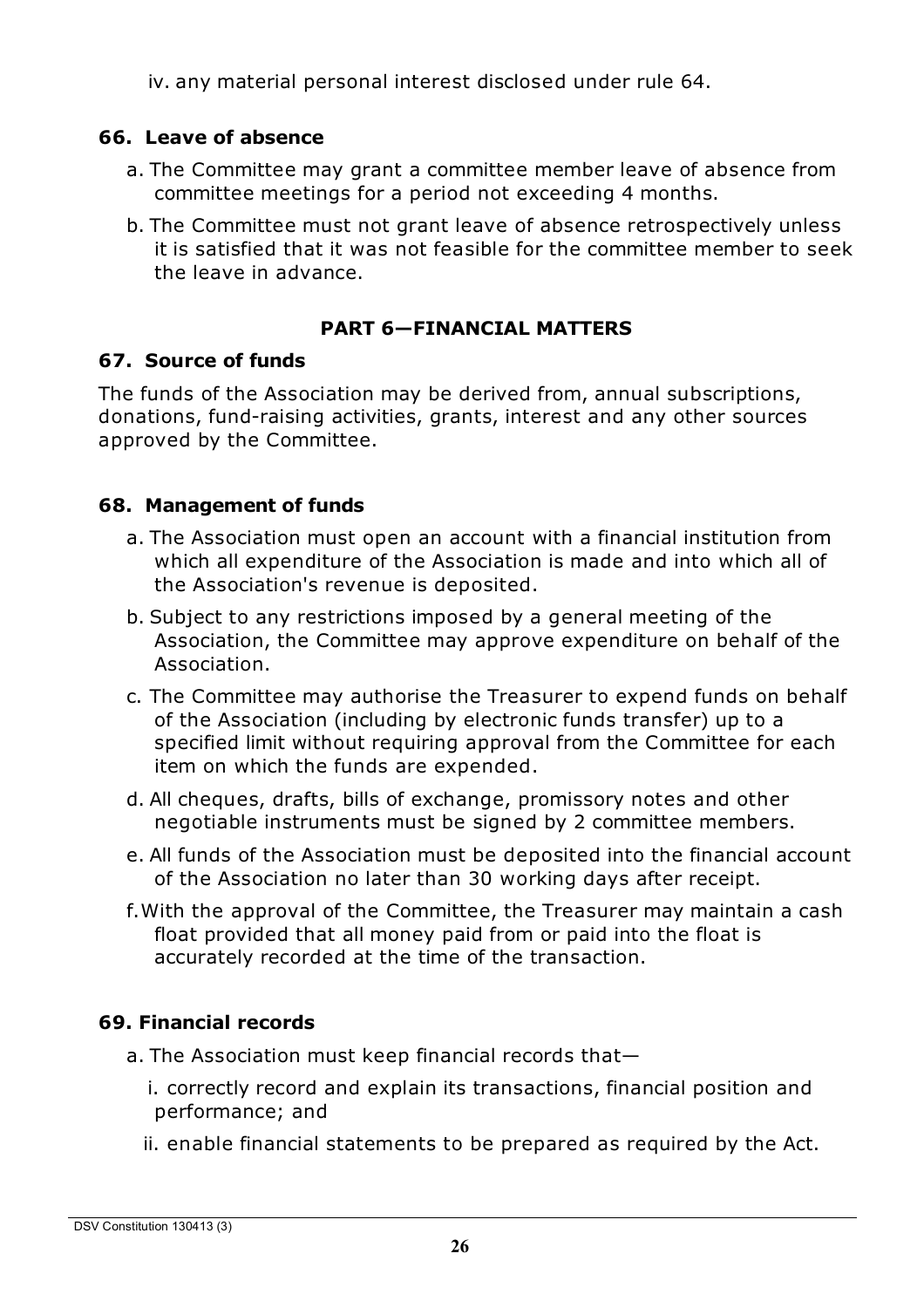iv. any material personal interest disclosed under rule 64.

### 66. Leave of absence

a. The Committee may grant a committee member leave of absence from committee meetings for a period not exceeding 4 months.

b. The Committee must not grant leave of absence retrospectively unless it is satisfied that it was not feasible for the committee member to seek the leave in advance.

## PART 6—FINANCIAL MATTERS

### 67. Source of funds

The funds of the Association may be derived from, annual subscriptions, donations, fund-raising activities, grants, interest and any other sources approved by the Committee.

### 68. Management of funds

a. The Association must open an account with a financial institution from which all expenditure of the Association is made and into which all of the Association's revenue is deposited.

b. Subject to any restrictions imposed by a general meeting of the Association, the Committee may approve expenditure on behalf of the Association.

c. The Committee may authorise the Treasurer to expend funds on behalf of the Association (including by electronic funds transfer) up to a specified limit without requiring approval from the Committee for each item on which the funds are expended.

d. All cheques, drafts, bills of exchange, promissory notes and other negotiable instruments must be signed by 2 committee members.

e. All funds of the Association must be deposited into the financial account of the Association no later than 30 working days after receipt.

f. With the approval of the Committee, the Treasurer may maintain a cash float provided that all money paid from or paid into the float is accurately recorded at the time of the transaction.

### 69. Financial records

a. The Association must keep financial records that—

i. correctly record and explain its transactions, financial position and performance; and

ii. enable financial statements to be prepared as required by the Act.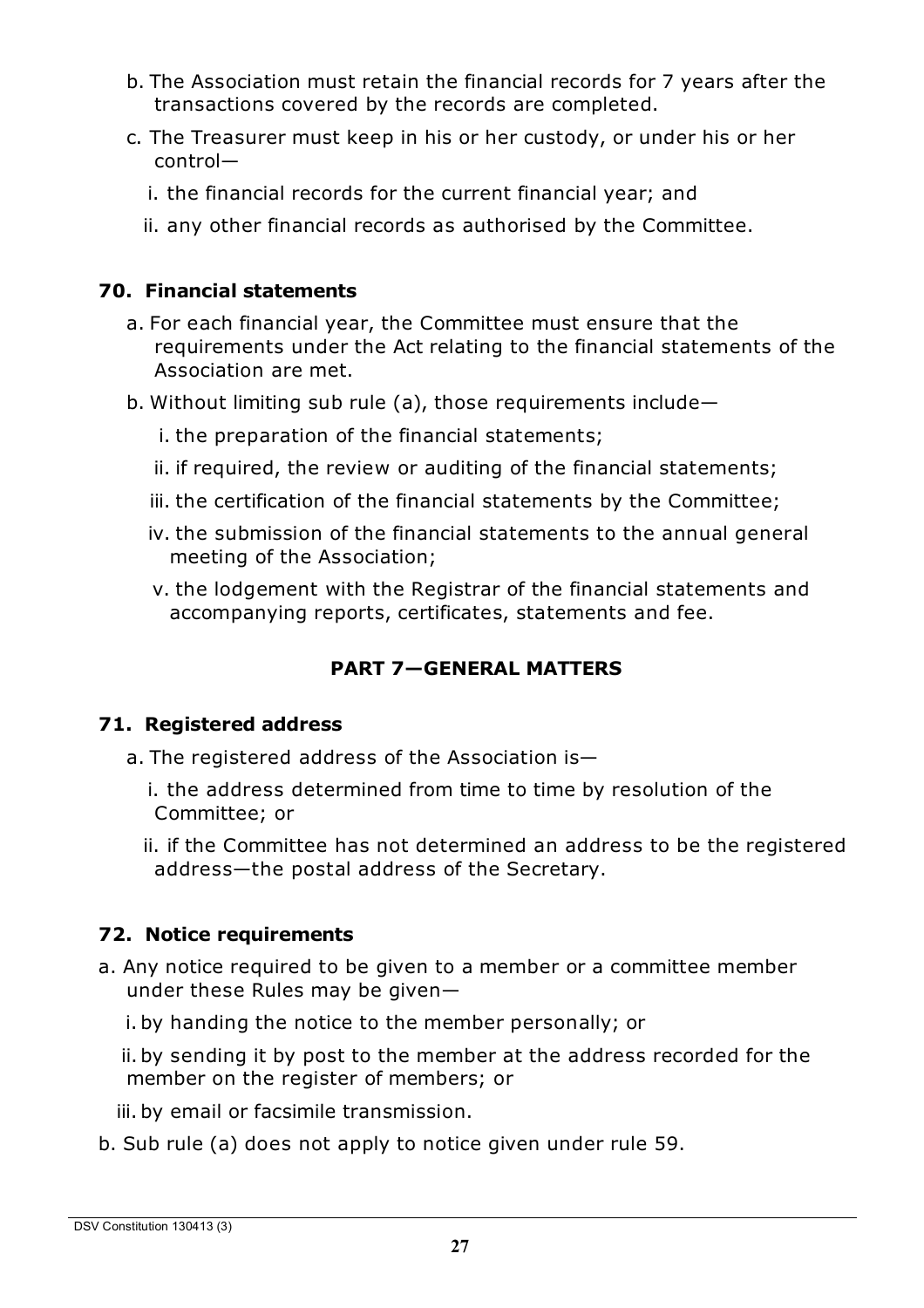b. The Association must retain the financial records for 7 years after the transactions covered by the records are completed.

c. The Treasurer must keep in his or her custody, or under his or her control—

   i. the financial records for the current financial year; and

   ii. any other financial records as authorised by the Committee.

### 70. Financial statements

a. For each financial year, the Committee must ensure that the requirements under the Act relating to the financial statements of the Association are met.

b. Without limiting sub rule (a), those requirements include—

   i. the preparation of the financial statements;

   ii. if required, the review or auditing of the financial statements;

   iii. the certification of the financial statements by the Committee;

   iv. the submission of the financial statements to the annual general meeting of the Association;

   v. the lodgement with the Registrar of the financial statements and accompanying reports, certificates, statements and fee.

## PART 7—GENERAL MATTERS

### 71. Registered address

a. The registered address of the Association is—

   i. the address determined from time to time by resolution of the Committee; or

   ii. if the Committee has not determined an address to be the registered address—the postal address of the Secretary.

### 72. Notice requirements

a. Any notice required to be given to a member or a committee member under these Rules may be given—

   i. by handing the notice to the member personally; or

   ii. by sending it by post to the member at the address recorded for the member on the register of members; or

   iii. by email or facsimile transmission.

b. Sub rule (a) does not apply to notice given under rule 59.

DSV Constitution 130413 (3)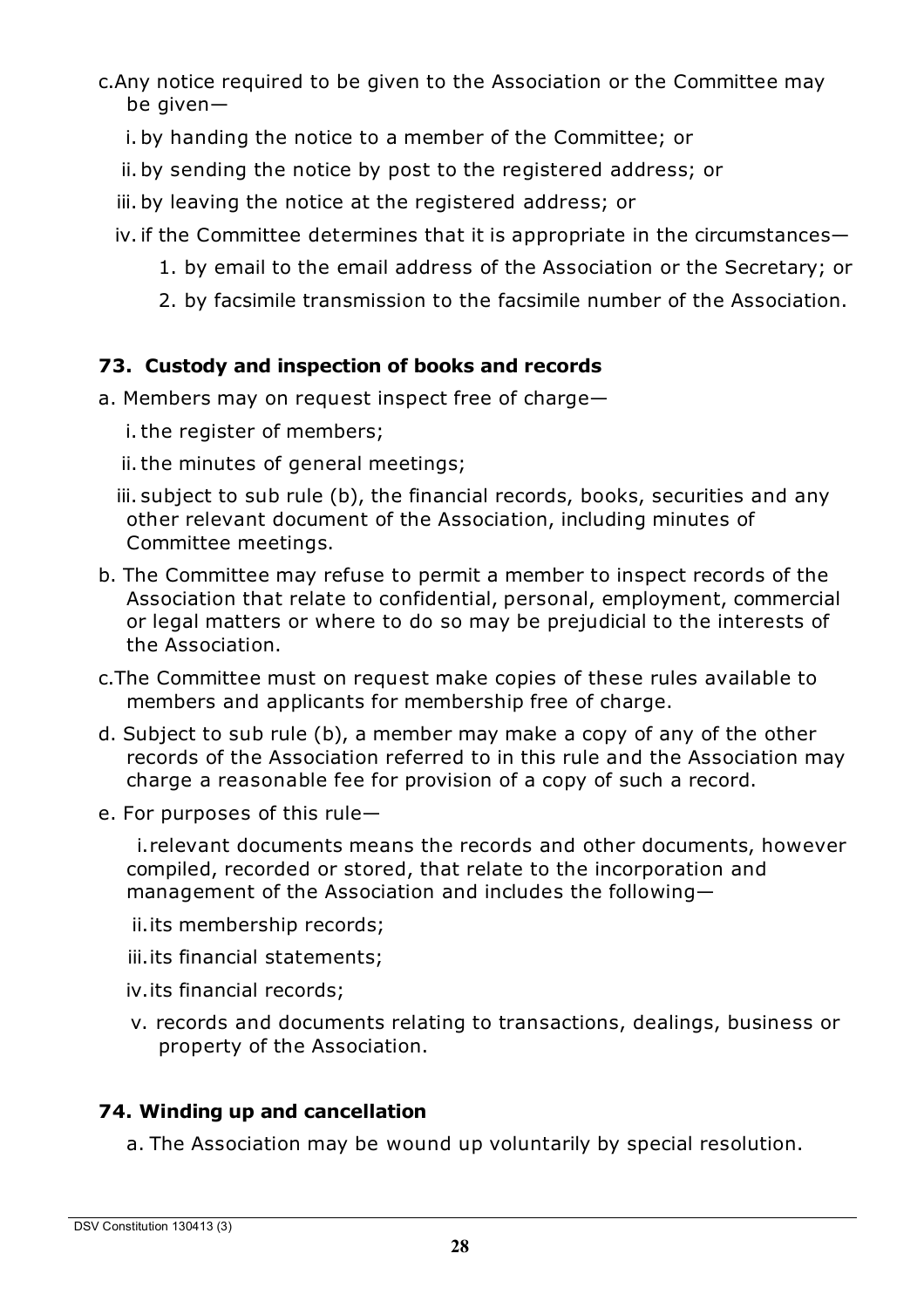c. Any notice required to be given to the Association or the Committee may be given—

   i. by handing the notice to a member of the Committee; or

   ii. by sending the notice by post to the registered address; or

   iii. by leaving the notice at the registered address; or

   iv. if the Committee determines that it is appropriate in the circumstances—

      1. by email to the email address of the Association or the Secretary; or

      2. by facsimile transmission to the facsimile number of the Association.

### 73. Custody and inspection of books and records

a. Members may on request inspect free of charge—

   i. the register of members;

   ii. the minutes of general meetings;

   iii. subject to sub rule (b), the financial records, books, securities and any other relevant document of the Association, including minutes of Committee meetings.

b. The Committee may refuse to permit a member to inspect records of the Association that relate to confidential, personal, employment, commercial or legal matters or where to do so may be prejudicial to the interests of the Association.

c. The Committee must on request make copies of these rules available to members and applicants for membership free of charge.

d. Subject to sub rule (b), a member may make a copy of any of the other records of the Association referred to in this rule and the Association may charge a reasonable fee for provision of a copy of such a record.

e. For purposes of this rule—

   i. relevant documents means the records and other documents, however compiled, recorded or stored, that relate to the incorporation and management of the Association and includes the following—

   ii. its membership records;

   iii. its financial statements;

   iv. its financial records;

   v. records and documents relating to transactions, dealings, business or property of the Association.

### 74. Winding up and cancellation

a. The Association may be wound up voluntarily by special resolution.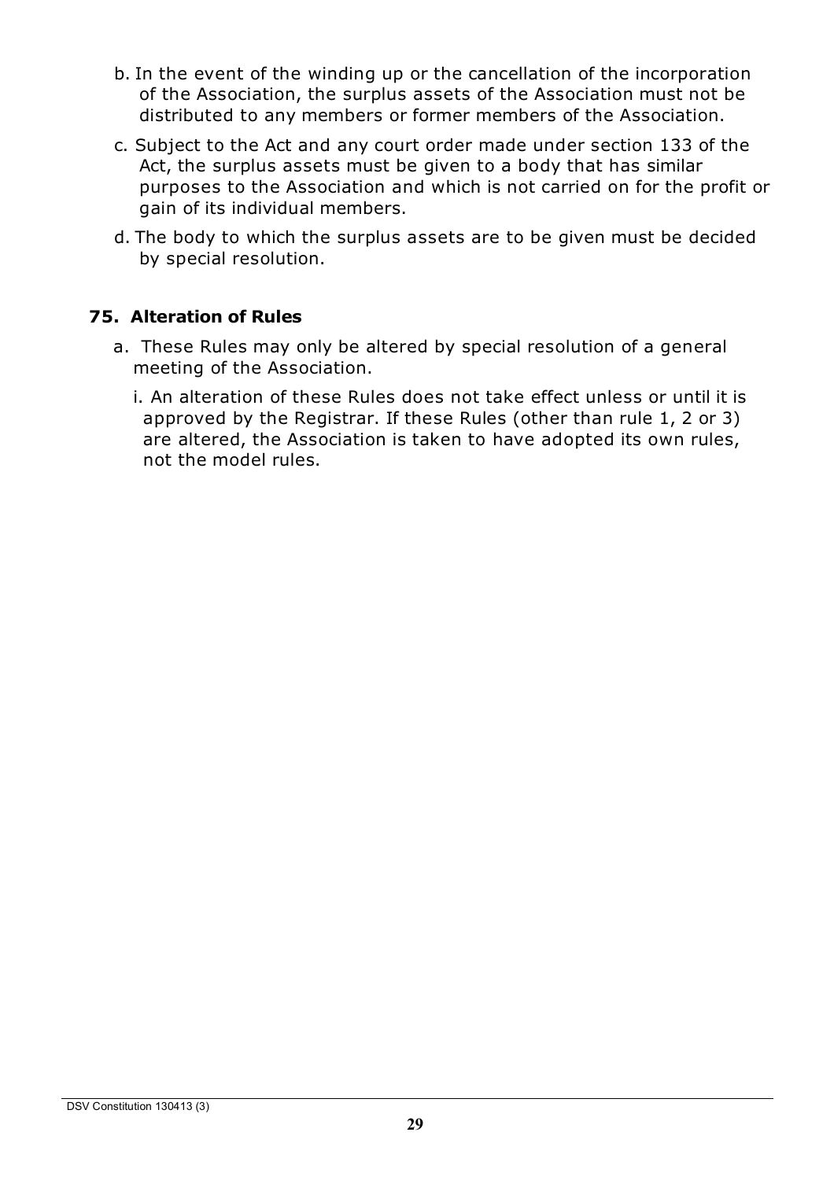b. In the event of the winding up or the cancellation of the incorporation of the Association, the surplus assets of the Association must not be distributed to any members or former members of the Association.

c. Subject to the Act and any court order made under section 133 of the Act, the surplus assets must be given to a body that has similar purposes to the Association and which is not carried on for the profit or gain of its individual members.

d. The body to which the surplus assets are to be given must be decided by special resolution.

### 75. Alteration of Rules

a. These Rules may only be altered by special resolution of a general meeting of the Association.

   i. An alteration of these Rules does not take effect unless or until it is approved by the Registrar. If these Rules (other than rule 1, 2 or 3) are altered, the Association is taken to have adopted its own rules, not the model rules.